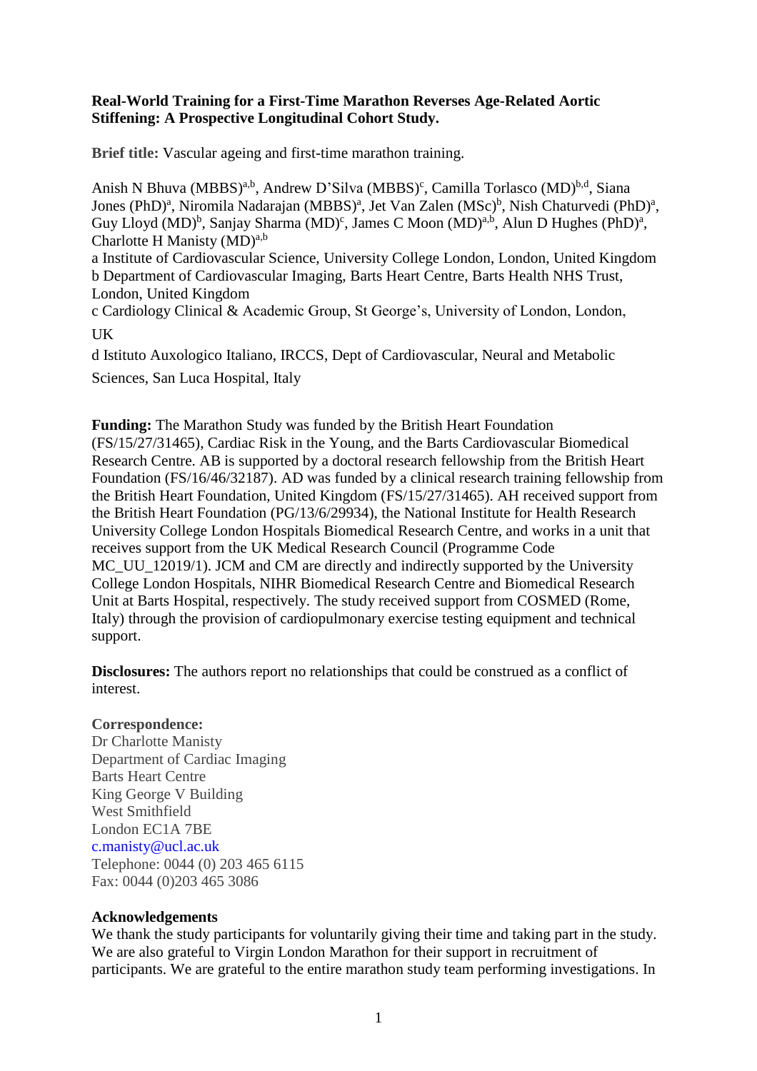**Real-World Training for a First-Time Marathon Reverses Age-Related Aortic Stiffening: A Prospective Longitudinal Cohort Study.**

**Brief title:** Vascular ageing and first-time marathon training.

Anish N Bhuva (MBBS)[a,b], Andrew D'Silva (MBBS)[c], Camilla Torlasco (MD)[b,d], Siana Jones (PhD)[a], Niromila Nadarajan (MBBS)[a], Jet Van Zalen (MSc)[b], Nish Chaturvedi (PhD)[a], Guy Lloyd (MD)[b], Sanjay Sharma (MD)[c], James C Moon (MD)[a,b], Alun D Hughes (PhD)[a], Charlotte H Manisty (MD)[a,b]

a Institute of Cardiovascular Science, University College London, London, United Kingdom
b Department of Cardiovascular Imaging, Barts Heart Centre, Barts Health NHS Trust, London, United Kingdom
c Cardiology Clinical & Academic Group, St George's, University of London, London, UK
d Istituto Auxologico Italiano, IRCCS, Dept of Cardiovascular, Neural and Metabolic Sciences, San Luca Hospital, Italy

**Funding:** The Marathon Study was funded by the British Heart Foundation (FS/15/27/31465), Cardiac Risk in the Young, and the Barts Cardiovascular Biomedical Research Centre. AB is supported by a doctoral research fellowship from the British Heart Foundation (FS/16/46/32187). AD was funded by a clinical research training fellowship from the British Heart Foundation, United Kingdom (FS/15/27/31465). AH received support from the British Heart Foundation (PG/13/6/29934), the National Institute for Health Research University College London Hospitals Biomedical Research Centre, and works in a unit that receives support from the UK Medical Research Council (Programme Code MC_UU_12019/1). JCM and CM are directly and indirectly supported by the University College London Hospitals, NIHR Biomedical Research Centre and Biomedical Research Unit at Barts Hospital, respectively. The study received support from COSMED (Rome, Italy) through the provision of cardiopulmonary exercise testing equipment and technical support.

**Disclosures:** The authors report no relationships that could be construed as a conflict of interest.

**Correspondence:**
Dr Charlotte Manisty
Department of Cardiac Imaging
Barts Heart Centre
King George V Building
West Smithfield
London EC1A 7BE
c.manisty@ucl.ac.uk
Telephone: 0044 (0) 203 465 6115
Fax: 0044 (0)203 465 3086

**Acknowledgements**

We thank the study participants for voluntarily giving their time and taking part in the study. We are also grateful to Virgin London Marathon for their support in recruitment of participants. We are grateful to the entire marathon study team performing investigations. In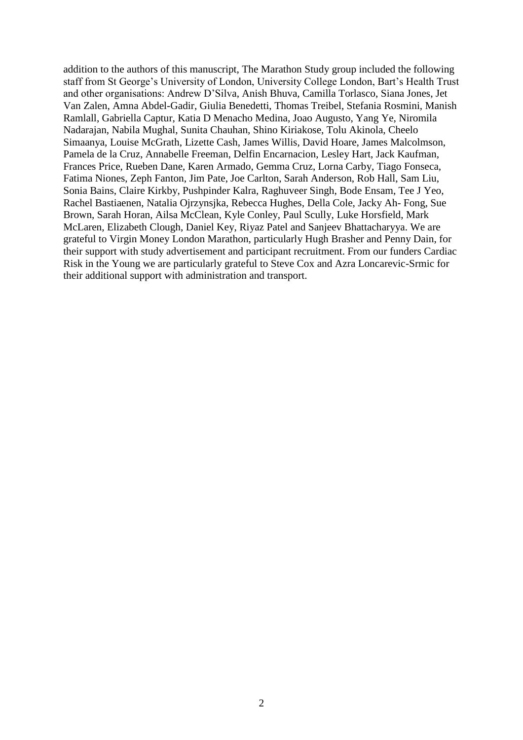addition to the authors of this manuscript, The Marathon Study group included the following staff from St George's University of London, University College London, Bart's Health Trust and other organisations: Andrew D'Silva, Anish Bhuva, Camilla Torlasco, Siana Jones, Jet Van Zalen, Amna Abdel-Gadir, Giulia Benedetti, Thomas Treibel, Stefania Rosmini, Manish Ramlall, Gabriella Captur, Katia D Menacho Medina, Joao Augusto, Yang Ye, Niromila Nadarajan, Nabila Mughal, Sunita Chauhan, Shino Kiriakose, Tolu Akinola, Cheelo Simaanya, Louise McGrath, Lizette Cash, James Willis, David Hoare, James Malcolmson, Pamela de la Cruz, Annabelle Freeman, Delfin Encarnacion, Lesley Hart, Jack Kaufman, Frances Price, Rueben Dane, Karen Armado, Gemma Cruz, Lorna Carby, Tiago Fonseca, Fatima Niones, Zeph Fanton, Jim Pate, Joe Carlton, Sarah Anderson, Rob Hall, Sam Liu, Sonia Bains, Claire Kirkby, Pushpinder Kalra, Raghuveer Singh, Bode Ensam, Tee J Yeo, Rachel Bastiaenen, Natalia Ojrzynsjka, Rebecca Hughes, Della Cole, Jacky Ah- Fong, Sue Brown, Sarah Horan, Ailsa McClean, Kyle Conley, Paul Scully, Luke Horsfield, Mark McLaren, Elizabeth Clough, Daniel Key, Riyaz Patel and Sanjeev Bhattacharyya. We are grateful to Virgin Money London Marathon, particularly Hugh Brasher and Penny Dain, for their support with study advertisement and participant recruitment. From our funders Cardiac Risk in the Young we are particularly grateful to Steve Cox and Azra Loncarevic-Srmic for their additional support with administration and transport.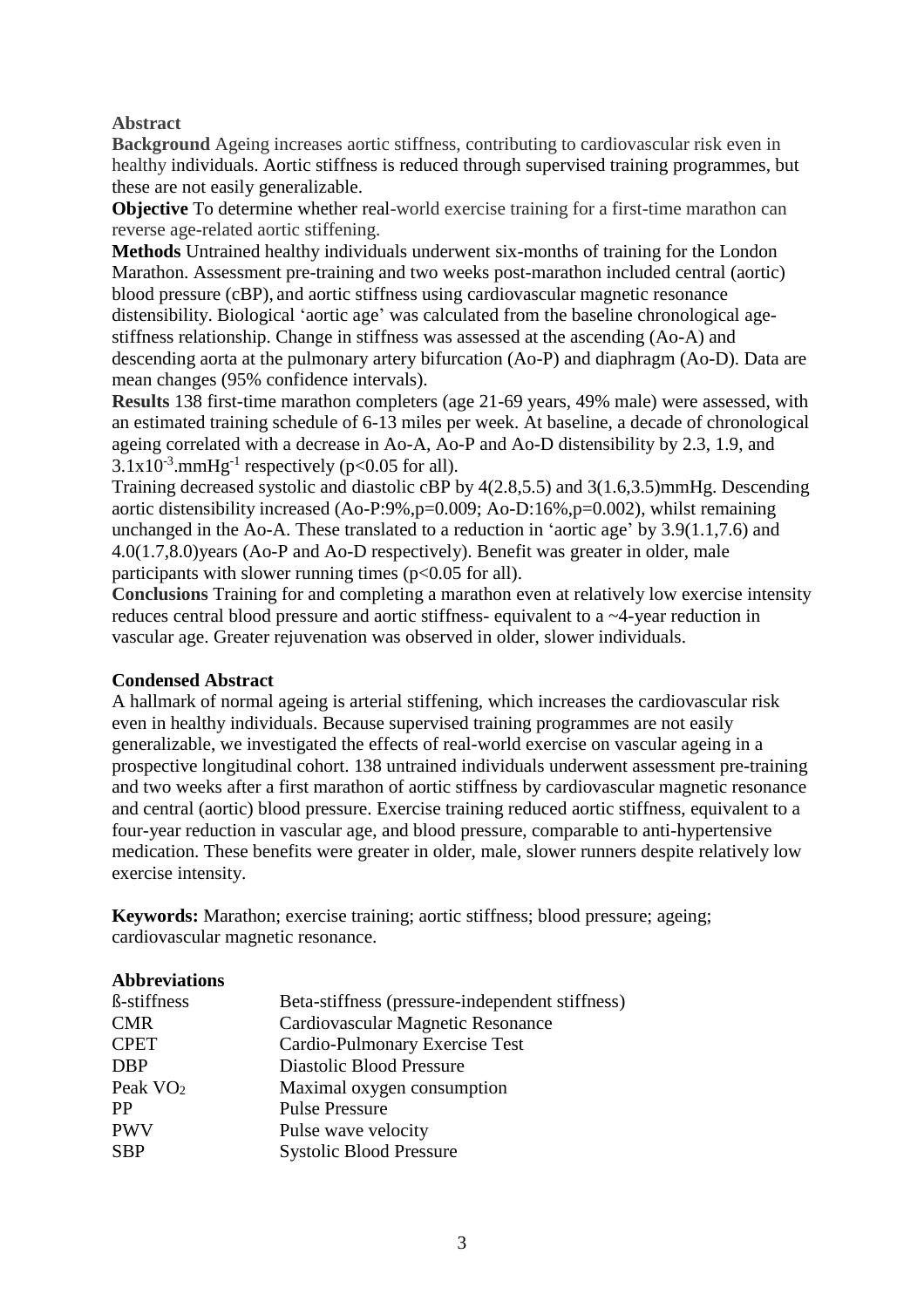## Abstract

**Background** Ageing increases aortic stiffness, contributing to cardiovascular risk even in healthy individuals. Aortic stiffness is reduced through supervised training programmes, but these are not easily generalizable.

**Objective** To determine whether real-world exercise training for a first-time marathon can reverse age-related aortic stiffening.

**Methods** Untrained healthy individuals underwent six-months of training for the London Marathon. Assessment pre-training and two weeks post-marathon included central (aortic) blood pressure (cBP), and aortic stiffness using cardiovascular magnetic resonance distensibility. Biological 'aortic age' was calculated from the baseline chronological age-stiffness relationship. Change in stiffness was assessed at the ascending (Ao-A) and descending aorta at the pulmonary artery bifurcation (Ao-P) and diaphragm (Ao-D). Data are mean changes (95% confidence intervals).

**Results** 138 first-time marathon completers (age 21-69 years, 49% male) were assessed, with an estimated training schedule of 6-13 miles per week. At baseline, a decade of chronological ageing correlated with a decrease in Ao-A, Ao-P and Ao-D distensibility by 2.3, 1.9, and $3.1 \times 10^{-3}.\text{mmHg}^{-1}$ respectively ($p<0.05$ for all).

Training decreased systolic and diastolic cBP by 4(2.8,5.5) and 3(1.6,3.5)mmHg. Descending aortic distensibility increased (Ao-P:9%,p=0.009; Ao-D:16%,p=0.002), whilst remaining unchanged in the Ao-A. These translated to a reduction in 'aortic age' by 3.9(1.1,7.6) and 4.0(1.7,8.0)years (Ao-P and Ao-D respectively). Benefit was greater in older, male participants with slower running times ($p<0.05$ for all).

**Conclusions** Training for and completing a marathon even at relatively low exercise intensity reduces central blood pressure and aortic stiffness- equivalent to a ~4-year reduction in vascular age. Greater rejuvenation was observed in older, slower individuals.

## Condensed Abstract

A hallmark of normal ageing is arterial stiffening, which increases the cardiovascular risk even in healthy individuals. Because supervised training programmes are not easily generalizable, we investigated the effects of real-world exercise on vascular ageing in a prospective longitudinal cohort. 138 untrained individuals underwent assessment pre-training and two weeks after a first marathon of aortic stiffness by cardiovascular magnetic resonance and central (aortic) blood pressure. Exercise training reduced aortic stiffness, equivalent to a four-year reduction in vascular age, and blood pressure, comparable to anti-hypertensive medication. These benefits were greater in older, male, slower runners despite relatively low exercise intensity.

**Keywords:** Marathon; exercise training; aortic stiffness; blood pressure; ageing; cardiovascular magnetic resonance.

## Abbreviations

| | |
|---|---|
| ß-stiffness | Beta-stiffness (pressure-independent stiffness) |
| CMR | Cardiovascular Magnetic Resonance |
| CPET | Cardio-Pulmonary Exercise Test |
| DBP | Diastolic Blood Pressure |
| Peak $VO_2$ | Maximal oxygen consumption |
| PP | Pulse Pressure |
| PWV | Pulse wave velocity |
| SBP | Systolic Blood Pressure |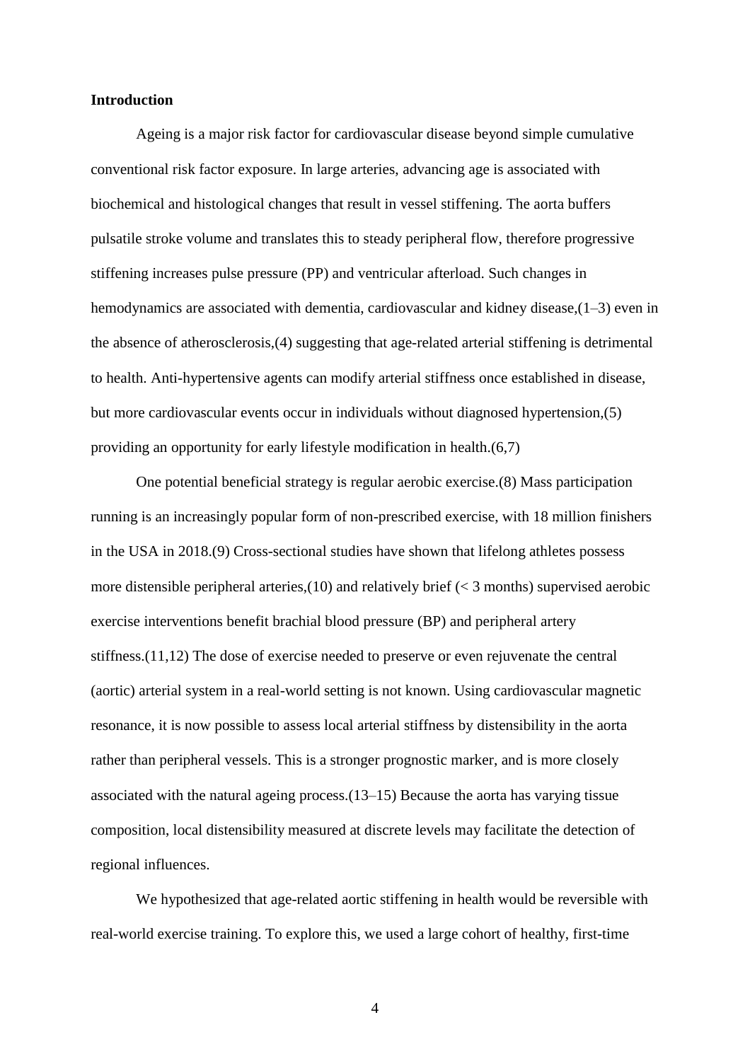## Introduction

Ageing is a major risk factor for cardiovascular disease beyond simple cumulative conventional risk factor exposure. In large arteries, advancing age is associated with biochemical and histological changes that result in vessel stiffening. The aorta buffers pulsatile stroke volume and translates this to steady peripheral flow, therefore progressive stiffening increases pulse pressure (PP) and ventricular afterload. Such changes in hemodynamics are associated with dementia, cardiovascular and kidney disease,(1–3) even in the absence of atherosclerosis,(4) suggesting that age-related arterial stiffening is detrimental to health. Anti-hypertensive agents can modify arterial stiffness once established in disease, but more cardiovascular events occur in individuals without diagnosed hypertension,(5) providing an opportunity for early lifestyle modification in health.(6,7)

One potential beneficial strategy is regular aerobic exercise.(8) Mass participation running is an increasingly popular form of non-prescribed exercise, with 18 million finishers in the USA in 2018.(9) Cross-sectional studies have shown that lifelong athletes possess more distensible peripheral arteries,(10) and relatively brief (< 3 months) supervised aerobic exercise interventions benefit brachial blood pressure (BP) and peripheral artery stiffness.(11,12) The dose of exercise needed to preserve or even rejuvenate the central (aortic) arterial system in a real-world setting is not known. Using cardiovascular magnetic resonance, it is now possible to assess local arterial stiffness by distensibility in the aorta rather than peripheral vessels. This is a stronger prognostic marker, and is more closely associated with the natural ageing process.(13–15) Because the aorta has varying tissue composition, local distensibility measured at discrete levels may facilitate the detection of regional influences.

We hypothesized that age-related aortic stiffening in health would be reversible with real-world exercise training. To explore this, we used a large cohort of healthy, first-time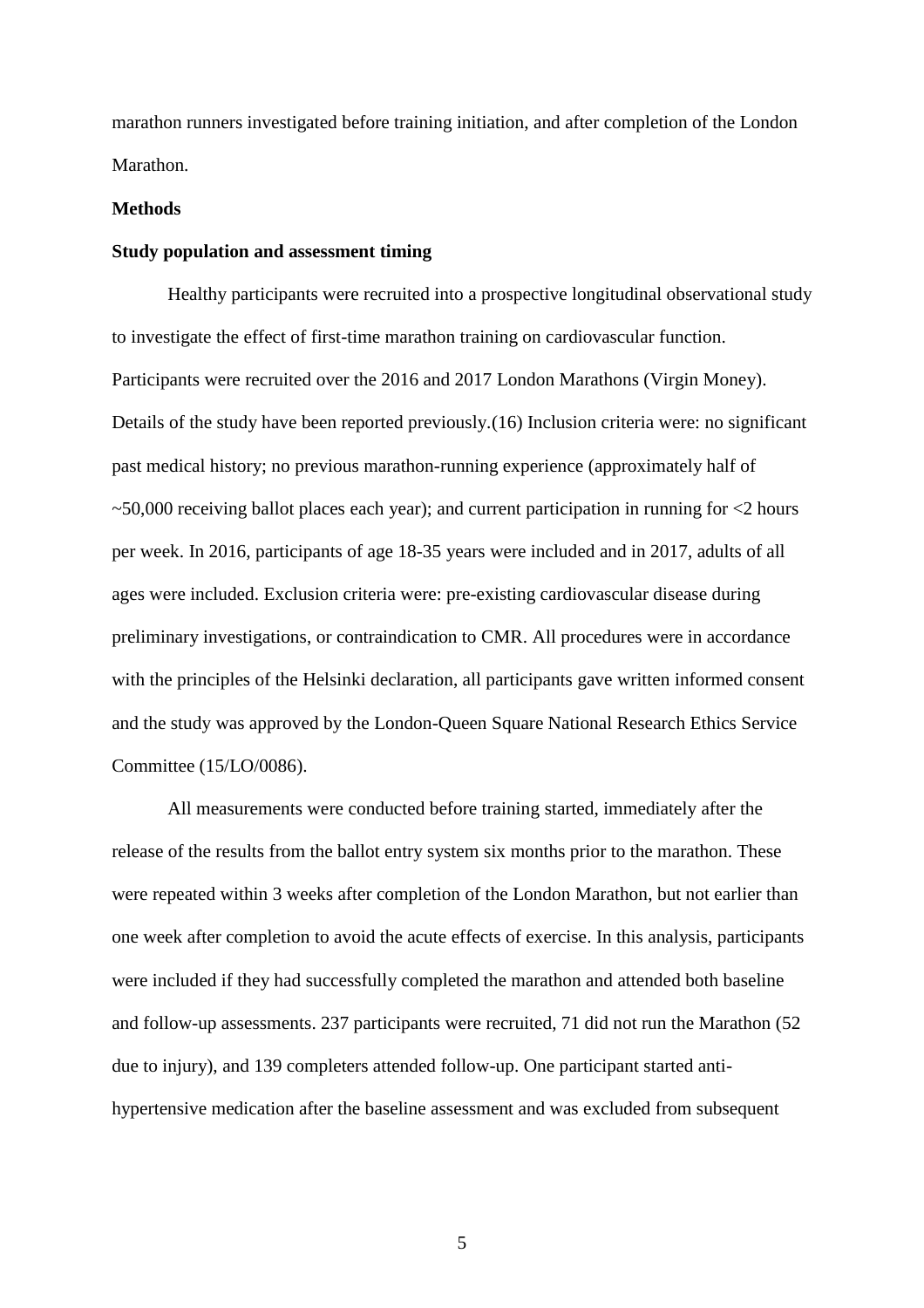marathon runners investigated before training initiation, and after completion of the London Marathon.

## Methods

### Study population and assessment timing

Healthy participants were recruited into a prospective longitudinal observational study to investigate the effect of first-time marathon training on cardiovascular function. Participants were recruited over the 2016 and 2017 London Marathons (Virgin Money). Details of the study have been reported previously.(16) Inclusion criteria were: no significant past medical history; no previous marathon-running experience (approximately half of ~50,000 receiving ballot places each year); and current participation in running for <2 hours per week. In 2016, participants of age 18-35 years were included and in 2017, adults of all ages were included. Exclusion criteria were: pre-existing cardiovascular disease during preliminary investigations, or contraindication to CMR. All procedures were in accordance with the principles of the Helsinki declaration, all participants gave written informed consent and the study was approved by the London-Queen Square National Research Ethics Service Committee (15/LO/0086).

All measurements were conducted before training started, immediately after the release of the results from the ballot entry system six months prior to the marathon. These were repeated within 3 weeks after completion of the London Marathon, but not earlier than one week after completion to avoid the acute effects of exercise. In this analysis, participants were included if they had successfully completed the marathon and attended both baseline and follow-up assessments. 237 participants were recruited, 71 did not run the Marathon (52 due to injury), and 139 completers attended follow-up. One participant started anti-hypertensive medication after the baseline assessment and was excluded from subsequent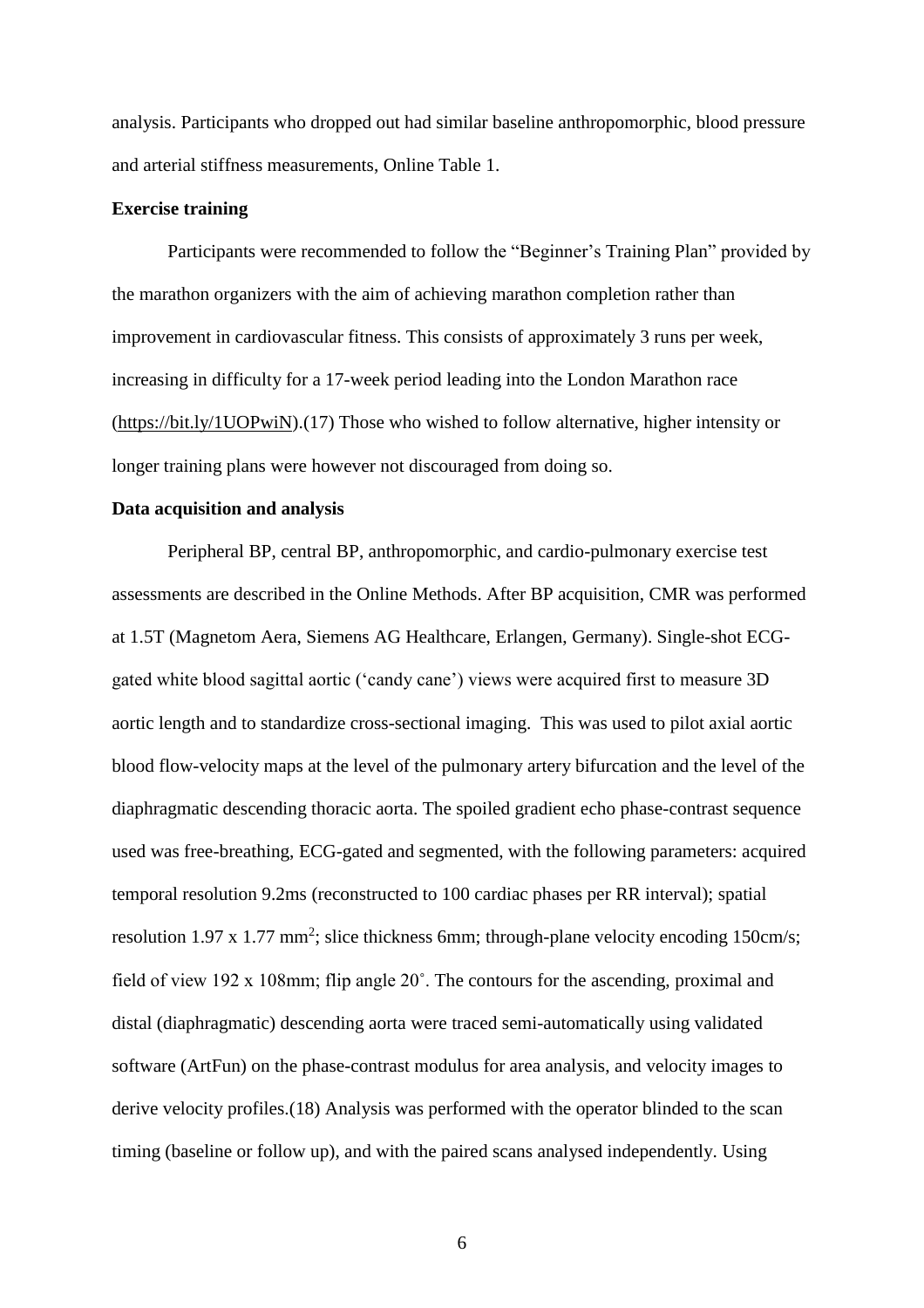analysis. Participants who dropped out had similar baseline anthropomorphic, blood pressure and arterial stiffness measurements, Online Table 1.

**Exercise training**

Participants were recommended to follow the "Beginner's Training Plan" provided by the marathon organizers with the aim of achieving marathon completion rather than improvement in cardiovascular fitness. This consists of approximately 3 runs per week, increasing in difficulty for a 17-week period leading into the London Marathon race (https://bit.ly/1UOPwiN).(17) Those who wished to follow alternative, higher intensity or longer training plans were however not discouraged from doing so.

**Data acquisition and analysis**

Peripheral BP, central BP, anthropomorphic, and cardio-pulmonary exercise test assessments are described in the Online Methods. After BP acquisition, CMR was performed at 1.5T (Magnetom Aera, Siemens AG Healthcare, Erlangen, Germany). Single-shot ECG-gated white blood sagittal aortic ('candy cane') views were acquired first to measure 3D aortic length and to standardize cross-sectional imaging. This was used to pilot axial aortic blood flow-velocity maps at the level of the pulmonary artery bifurcation and the level of the diaphragmatic descending thoracic aorta. The spoiled gradient echo phase-contrast sequence used was free-breathing, ECG-gated and segmented, with the following parameters: acquired temporal resolution 9.2ms (reconstructed to 100 cardiac phases per RR interval); spatial resolution 1.97 x 1.77 $mm^2$; slice thickness 6mm; through-plane velocity encoding 150cm/s; field of view 192 x 108mm; flip angle 20˚. The contours for the ascending, proximal and distal (diaphragmatic) descending aorta were traced semi-automatically using validated software (ArtFun) on the phase-contrast modulus for area analysis, and velocity images to derive velocity profiles.(18) Analysis was performed with the operator blinded to the scan timing (baseline or follow up), and with the paired scans analysed independently. Using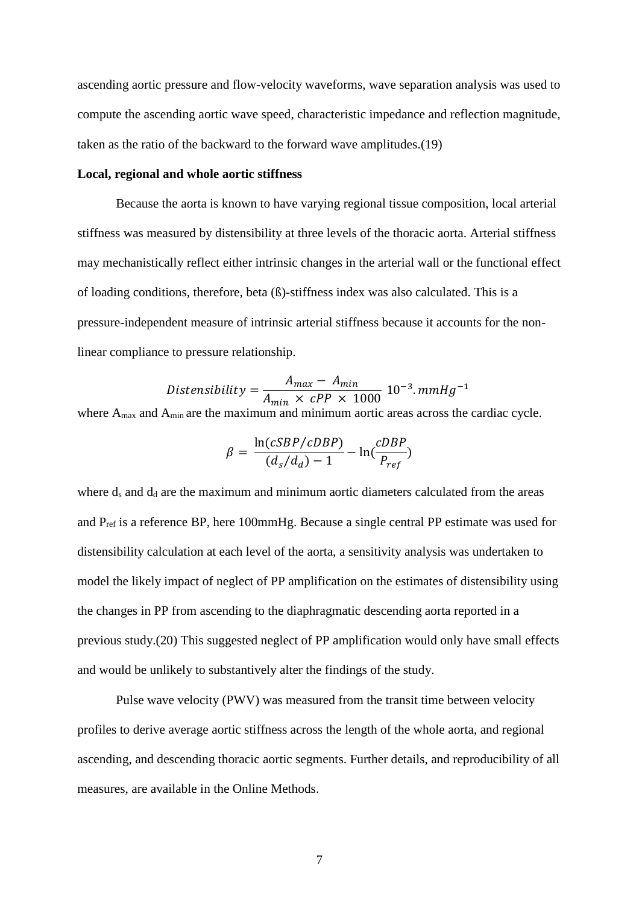ascending aortic pressure and flow-velocity waveforms, wave separation analysis was used to compute the ascending aortic wave speed, characteristic impedance and reflection magnitude, taken as the ratio of the backward to the forward wave amplitudes.(19)

**Local, regional and whole aortic stiffness**

Because the aorta is known to have varying regional tissue composition, local arterial stiffness was measured by distensibility at three levels of the thoracic aorta. Arterial stiffness may mechanistically reflect either intrinsic changes in the arterial wall or the functional effect of loading conditions, therefore, beta (ß)-stiffness index was also calculated. This is a pressure-independent measure of intrinsic arterial stiffness because it accounts for the non-linear compliance to pressure relationship.

$$Distensibility = \frac{A_{max} - A_{min}}{A_{min} \times cPP \times 1000} \; 10^{-3}.mmHg^{-1}$$

where $A_{max}$ and $A_{min}$ are the maximum and minimum aortic areas across the cardiac cycle.

$$\beta = \frac{\ln(cSBP/cDBP)}{(d_s/d_d) - 1} - \ln(\frac{cDBP}{P_{ref}})$$

where $d_s$ and $d_d$ are the maximum and minimum aortic diameters calculated from the areas and $P_{ref}$ is a reference BP, here 100mmHg. Because a single central PP estimate was used for distensibility calculation at each level of the aorta, a sensitivity analysis was undertaken to model the likely impact of neglect of PP amplification on the estimates of distensibility using the changes in PP from ascending to the diaphragmatic descending aorta reported in a previous study.(20) This suggested neglect of PP amplification would only have small effects and would be unlikely to substantively alter the findings of the study.

Pulse wave velocity (PWV) was measured from the transit time between velocity profiles to derive average aortic stiffness across the length of the whole aorta, and regional ascending, and descending thoracic aortic segments. Further details, and reproducibility of all measures, are available in the Online Methods.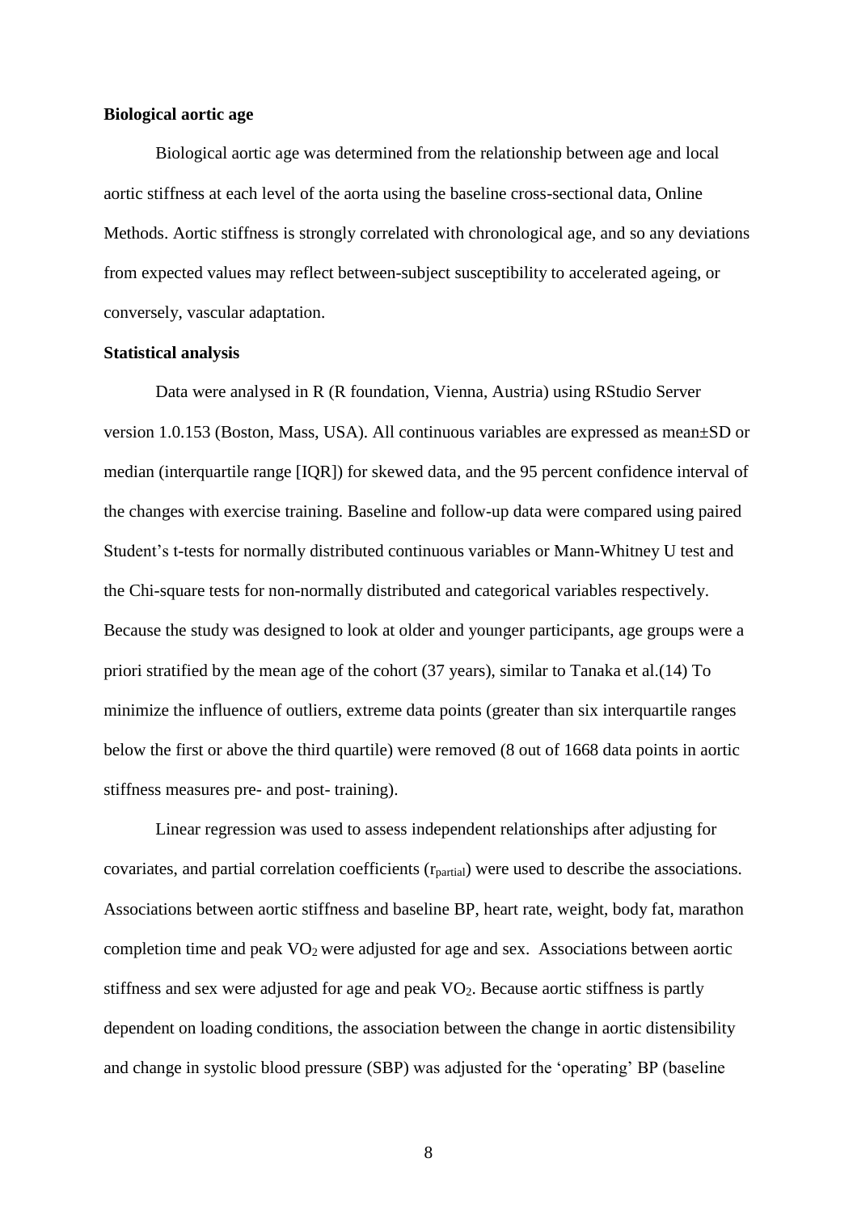**Biological aortic age**

Biological aortic age was determined from the relationship between age and local aortic stiffness at each level of the aorta using the baseline cross-sectional data, Online Methods. Aortic stiffness is strongly correlated with chronological age, and so any deviations from expected values may reflect between-subject susceptibility to accelerated ageing, or conversely, vascular adaptation.

**Statistical analysis**

Data were analysed in R (R foundation, Vienna, Austria) using RStudio Server version 1.0.153 (Boston, Mass, USA). All continuous variables are expressed as mean±SD or median (interquartile range [IQR]) for skewed data, and the 95 percent confidence interval of the changes with exercise training. Baseline and follow-up data were compared using paired Student's t-tests for normally distributed continuous variables or Mann-Whitney U test and the Chi-square tests for non-normally distributed and categorical variables respectively. Because the study was designed to look at older and younger participants, age groups were a priori stratified by the mean age of the cohort (37 years), similar to Tanaka et al.(14) To minimize the influence of outliers, extreme data points (greater than six interquartile ranges below the first or above the third quartile) were removed (8 out of 1668 data points in aortic stiffness measures pre- and post- training).

Linear regression was used to assess independent relationships after adjusting for covariates, and partial correlation coefficients ($r_{partial}$) were used to describe the associations. Associations between aortic stiffness and baseline BP, heart rate, weight, body fat, marathon completion time and peak $VO_2$ were adjusted for age and sex. Associations between aortic stiffness and sex were adjusted for age and peak $VO_2$. Because aortic stiffness is partly dependent on loading conditions, the association between the change in aortic distensibility and change in systolic blood pressure (SBP) was adjusted for the 'operating' BP (baseline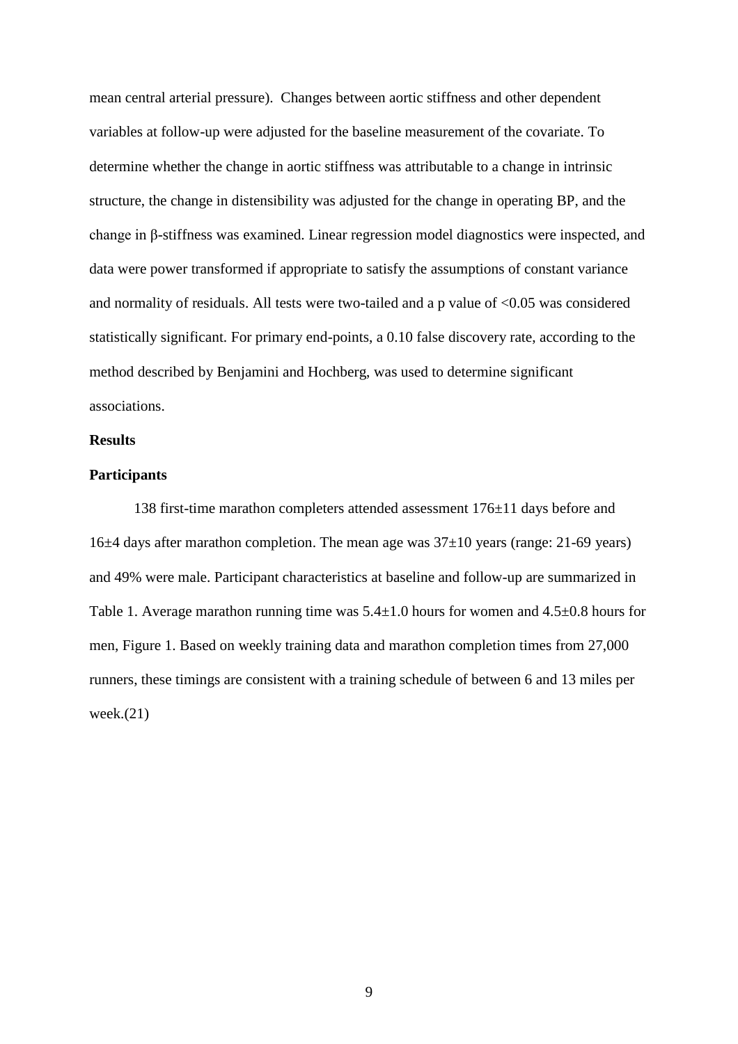mean central arterial pressure). Changes between aortic stiffness and other dependent variables at follow-up were adjusted for the baseline measurement of the covariate. To determine whether the change in aortic stiffness was attributable to a change in intrinsic structure, the change in distensibility was adjusted for the change in operating BP, and the change in β-stiffness was examined. Linear regression model diagnostics were inspected, and data were power transformed if appropriate to satisfy the assumptions of constant variance and normality of residuals. All tests were two-tailed and a p value of $<0.05$ was considered statistically significant. For primary end-points, a 0.10 false discovery rate, according to the method described by Benjamini and Hochberg, was used to determine significant associations.

## Results

### Participants

138 first-time marathon completers attended assessment 176±11 days before and 16±4 days after marathon completion. The mean age was 37±10 years (range: 21-69 years) and 49% were male. Participant characteristics at baseline and follow-up are summarized in Table 1. Average marathon running time was 5.4±1.0 hours for women and 4.5±0.8 hours for men, Figure 1. Based on weekly training data and marathon completion times from 27,000 runners, these timings are consistent with a training schedule of between 6 and 13 miles per week.(21)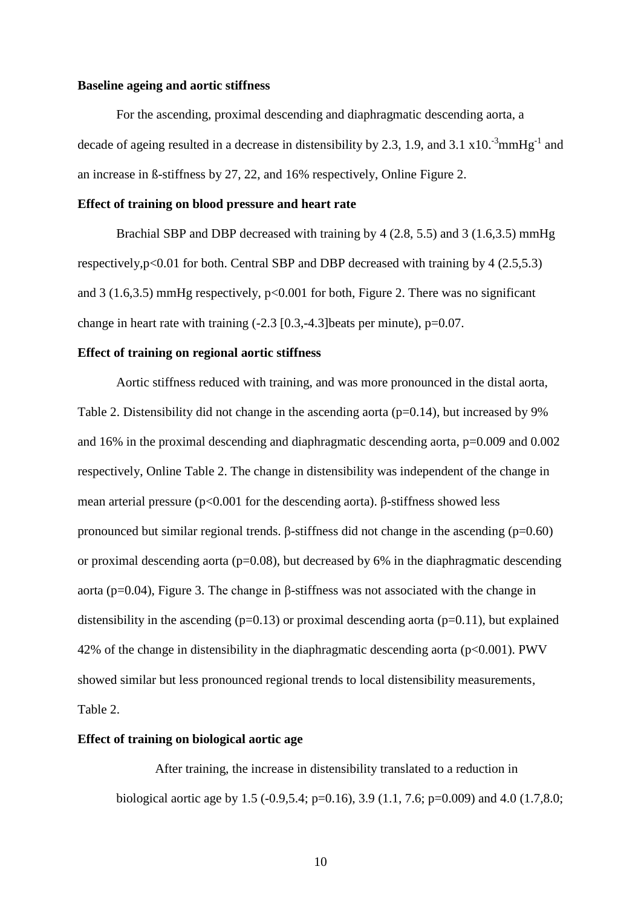**Baseline ageing and aortic stiffness**

For the ascending, proximal descending and diaphragmatic descending aorta, a decade of ageing resulted in a decrease in distensibility by 2.3, 1.9, and 3.1 $x10.^{-3}mmHg^{-1}$ and an increase in ß-stiffness by 27, 22, and 16% respectively, Online Figure 2.

**Effect of training on blood pressure and heart rate**

Brachial SBP and DBP decreased with training by 4 (2.8, 5.5) and 3 (1.6,3.5) mmHg respectively,$p<0.01$ for both. Central SBP and DBP decreased with training by 4 (2.5,5.3) and 3 (1.6,3.5) mmHg respectively, $p<0.001$ for both, Figure 2. There was no significant change in heart rate with training (-2.3 [0.3,-4.3]beats per minute), $p=0.07$.

**Effect of training on regional aortic stiffness**

Aortic stiffness reduced with training, and was more pronounced in the distal aorta, Table 2. Distensibility did not change in the ascending aorta ($p=0.14$), but increased by 9% and 16% in the proximal descending and diaphragmatic descending aorta, $p=0.009$ and 0.002 respectively, Online Table 2. The change in distensibility was independent of the change in mean arterial pressure ($p<0.001$ for the descending aorta). β-stiffness showed less pronounced but similar regional trends. β-stiffness did not change in the ascending ($p=0.60$) or proximal descending aorta ($p=0.08$), but decreased by 6% in the diaphragmatic descending aorta ($p=0.04$), Figure 3. The change in β-stiffness was not associated with the change in distensibility in the ascending ($p=0.13$) or proximal descending aorta ($p=0.11$), but explained 42% of the change in distensibility in the diaphragmatic descending aorta ($p<0.001$). PWV showed similar but less pronounced regional trends to local distensibility measurements, Table 2.

**Effect of training on biological aortic age**

After training, the increase in distensibility translated to a reduction in biological aortic age by 1.5 (-0.9,5.4; $p=0.16$), 3.9 (1.1, 7.6; $p=0.009$) and 4.0 (1.7,8.0;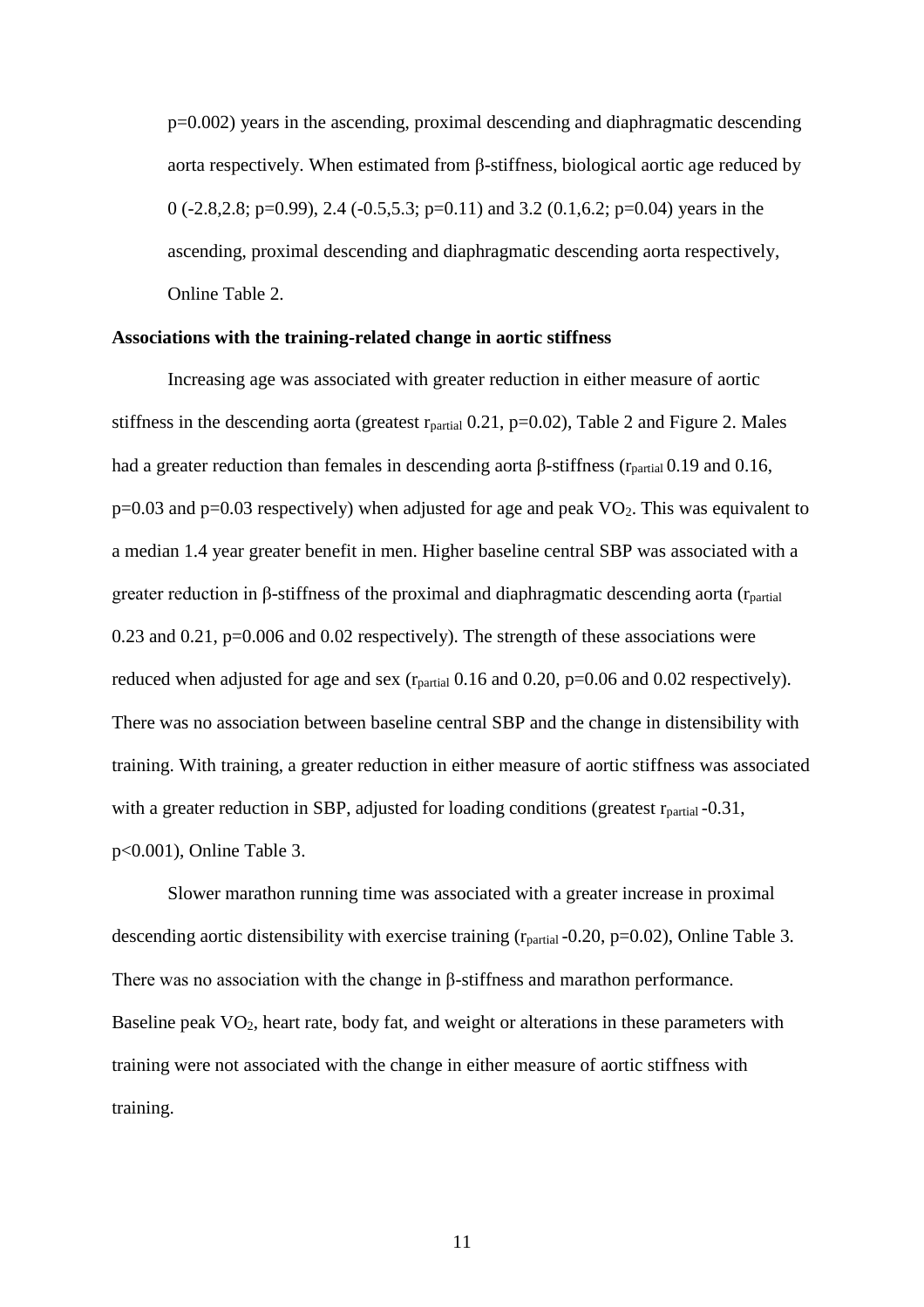p=0.002) years in the ascending, proximal descending and diaphragmatic descending aorta respectively. When estimated from β-stiffness, biological aortic age reduced by 0 (-2.8,2.8; p=0.99), 2.4 (-0.5,5.3; p=0.11) and 3.2 (0.1,6.2; p=0.04) years in the ascending, proximal descending and diaphragmatic descending aorta respectively, Online Table 2.

**Associations with the training-related change in aortic stiffness**

Increasing age was associated with greater reduction in either measure of aortic stiffness in the descending aorta (greatest $r_{partial}$ 0.21, p=0.02), Table 2 and Figure 2. Males had a greater reduction than females in descending aorta β-stiffness ($r_{partial}$ 0.19 and 0.16, p=0.03 and p=0.03 respectively) when adjusted for age and peak $VO_2$. This was equivalent to a median 1.4 year greater benefit in men. Higher baseline central SBP was associated with a greater reduction in β-stiffness of the proximal and diaphragmatic descending aorta ($r_{partial}$ 0.23 and 0.21, p=0.006 and 0.02 respectively). The strength of these associations were reduced when adjusted for age and sex ($r_{partial}$ 0.16 and 0.20, p=0.06 and 0.02 respectively). There was no association between baseline central SBP and the change in distensibility with training. With training, a greater reduction in either measure of aortic stiffness was associated with a greater reduction in SBP, adjusted for loading conditions (greatest $r_{partial}$ -0.31, p<0.001), Online Table 3.

Slower marathon running time was associated with a greater increase in proximal descending aortic distensibility with exercise training ($r_{partial}$ -0.20, p=0.02), Online Table 3. There was no association with the change in β-stiffness and marathon performance. Baseline peak $VO_2$, heart rate, body fat, and weight or alterations in these parameters with training were not associated with the change in either measure of aortic stiffness with training.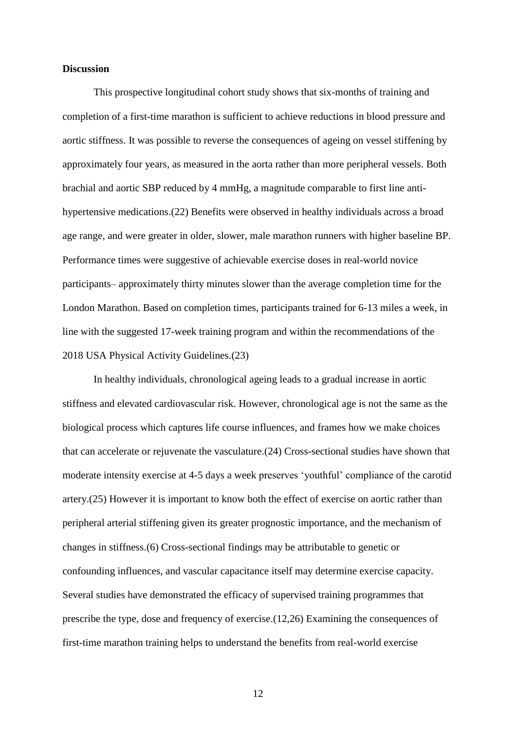**Discussion**

This prospective longitudinal cohort study shows that six-months of training and completion of a first-time marathon is sufficient to achieve reductions in blood pressure and aortic stiffness. It was possible to reverse the consequences of ageing on vessel stiffening by approximately four years, as measured in the aorta rather than more peripheral vessels. Both brachial and aortic SBP reduced by 4 mmHg, a magnitude comparable to first line anti-hypertensive medications.(22) Benefits were observed in healthy individuals across a broad age range, and were greater in older, slower, male marathon runners with higher baseline BP. Performance times were suggestive of achievable exercise doses in real-world novice participants– approximately thirty minutes slower than the average completion time for the London Marathon. Based on completion times, participants trained for 6-13 miles a week, in line with the suggested 17-week training program and within the recommendations of the 2018 USA Physical Activity Guidelines.(23)

In healthy individuals, chronological ageing leads to a gradual increase in aortic stiffness and elevated cardiovascular risk. However, chronological age is not the same as the biological process which captures life course influences, and frames how we make choices that can accelerate or rejuvenate the vasculature.(24) Cross-sectional studies have shown that moderate intensity exercise at 4-5 days a week preserves 'youthful' compliance of the carotid artery.(25) However it is important to know both the effect of exercise on aortic rather than peripheral arterial stiffening given its greater prognostic importance, and the mechanism of changes in stiffness.(6) Cross-sectional findings may be attributable to genetic or confounding influences, and vascular capacitance itself may determine exercise capacity. Several studies have demonstrated the efficacy of supervised training programmes that prescribe the type, dose and frequency of exercise.(12,26) Examining the consequences of first-time marathon training helps to understand the benefits from real-world exercise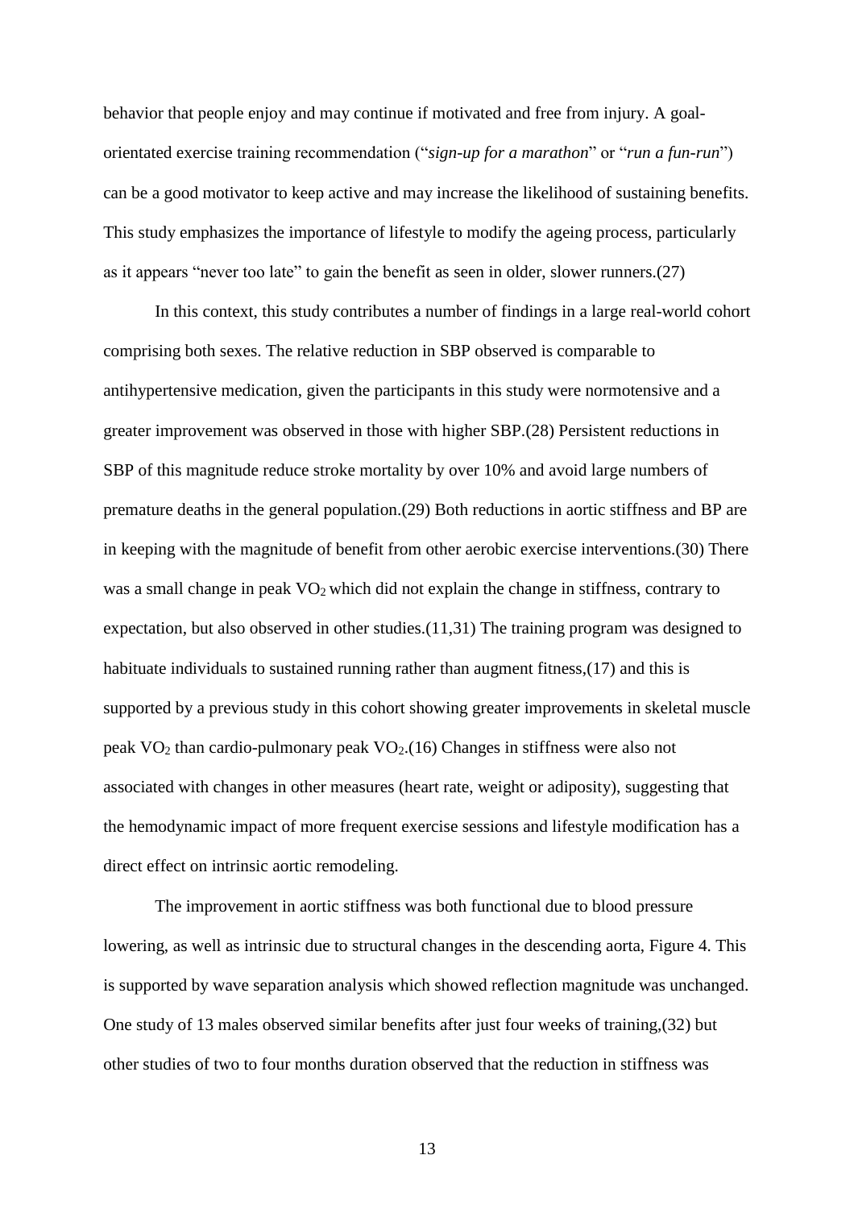behavior that people enjoy and may continue if motivated and free from injury. A goal-orientated exercise training recommendation ("*sign-up for a marathon*" or "*run a fun-run*") can be a good motivator to keep active and may increase the likelihood of sustaining benefits. This study emphasizes the importance of lifestyle to modify the ageing process, particularly as it appears "never too late" to gain the benefit as seen in older, slower runners.(27)

In this context, this study contributes a number of findings in a large real-world cohort comprising both sexes. The relative reduction in SBP observed is comparable to antihypertensive medication, given the participants in this study were normotensive and a greater improvement was observed in those with higher SBP.(28) Persistent reductions in SBP of this magnitude reduce stroke mortality by over 10% and avoid large numbers of premature deaths in the general population.(29) Both reductions in aortic stiffness and BP are in keeping with the magnitude of benefit from other aerobic exercise interventions.(30) There was a small change in peak $VO_2$ which did not explain the change in stiffness, contrary to expectation, but also observed in other studies.(11,31) The training program was designed to habituate individuals to sustained running rather than augment fitness,(17) and this is supported by a previous study in this cohort showing greater improvements in skeletal muscle peak $VO_2$ than cardio-pulmonary peak $VO_2$.(16) Changes in stiffness were also not associated with changes in other measures (heart rate, weight or adiposity), suggesting that the hemodynamic impact of more frequent exercise sessions and lifestyle modification has a direct effect on intrinsic aortic remodeling.

The improvement in aortic stiffness was both functional due to blood pressure lowering, as well as intrinsic due to structural changes in the descending aorta, Figure 4. This is supported by wave separation analysis which showed reflection magnitude was unchanged. One study of 13 males observed similar benefits after just four weeks of training,(32) but other studies of two to four months duration observed that the reduction in stiffness was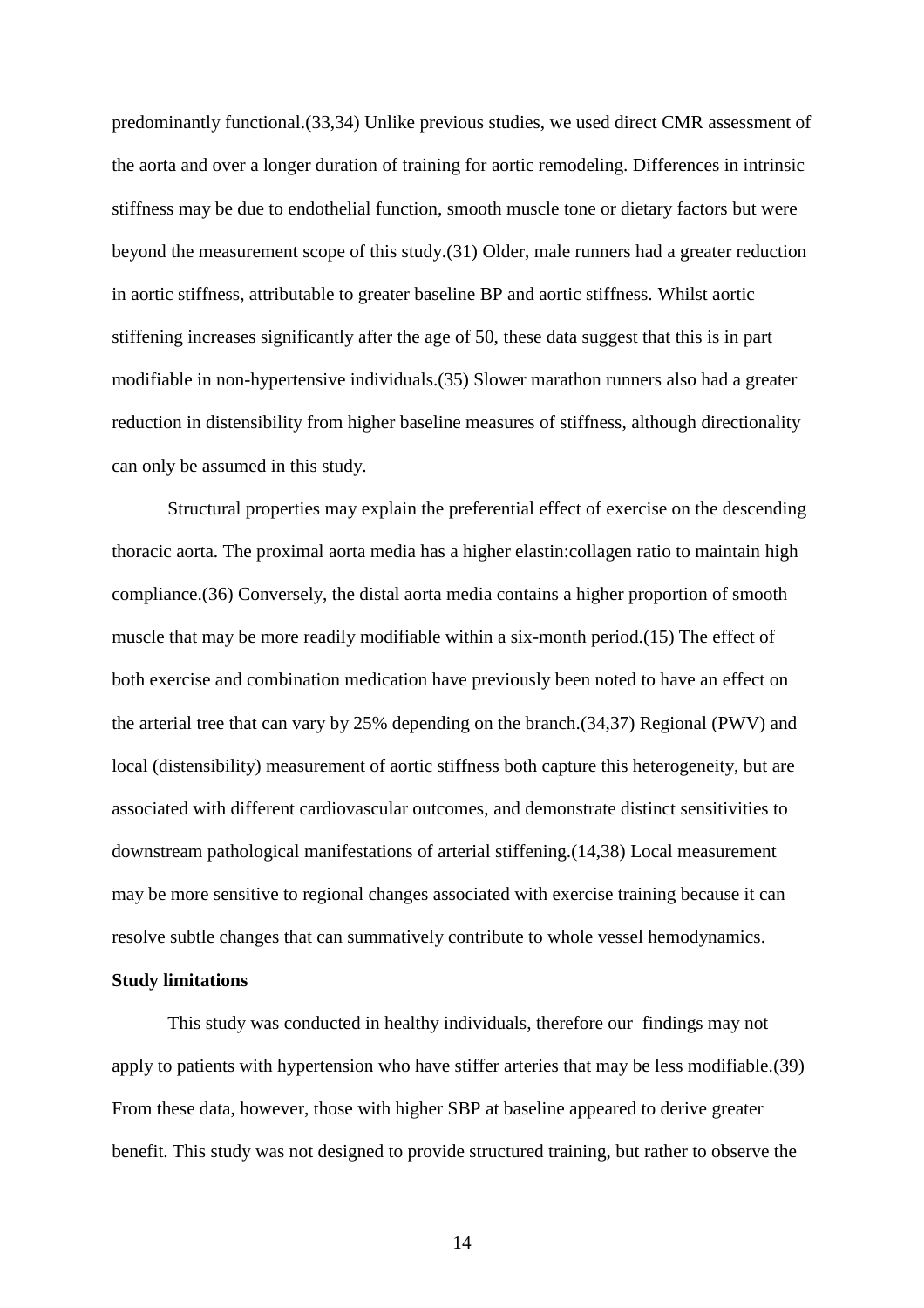predominantly functional.(33,34) Unlike previous studies, we used direct CMR assessment of the aorta and over a longer duration of training for aortic remodeling. Differences in intrinsic stiffness may be due to endothelial function, smooth muscle tone or dietary factors but were beyond the measurement scope of this study.(31) Older, male runners had a greater reduction in aortic stiffness, attributable to greater baseline BP and aortic stiffness. Whilst aortic stiffening increases significantly after the age of 50, these data suggest that this is in part modifiable in non-hypertensive individuals.(35) Slower marathon runners also had a greater reduction in distensibility from higher baseline measures of stiffness, although directionality can only be assumed in this study.

Structural properties may explain the preferential effect of exercise on the descending thoracic aorta. The proximal aorta media has a higher elastin:collagen ratio to maintain high compliance.(36) Conversely, the distal aorta media contains a higher proportion of smooth muscle that may be more readily modifiable within a six-month period.(15) The effect of both exercise and combination medication have previously been noted to have an effect on the arterial tree that can vary by 25% depending on the branch.(34,37) Regional (PWV) and local (distensibility) measurement of aortic stiffness both capture this heterogeneity, but are associated with different cardiovascular outcomes, and demonstrate distinct sensitivities to downstream pathological manifestations of arterial stiffening.(14,38) Local measurement may be more sensitive to regional changes associated with exercise training because it can resolve subtle changes that can summatively contribute to whole vessel hemodynamics.

**Study limitations**

This study was conducted in healthy individuals, therefore our findings may not apply to patients with hypertension who have stiffer arteries that may be less modifiable.(39) From these data, however, those with higher SBP at baseline appeared to derive greater benefit. This study was not designed to provide structured training, but rather to observe the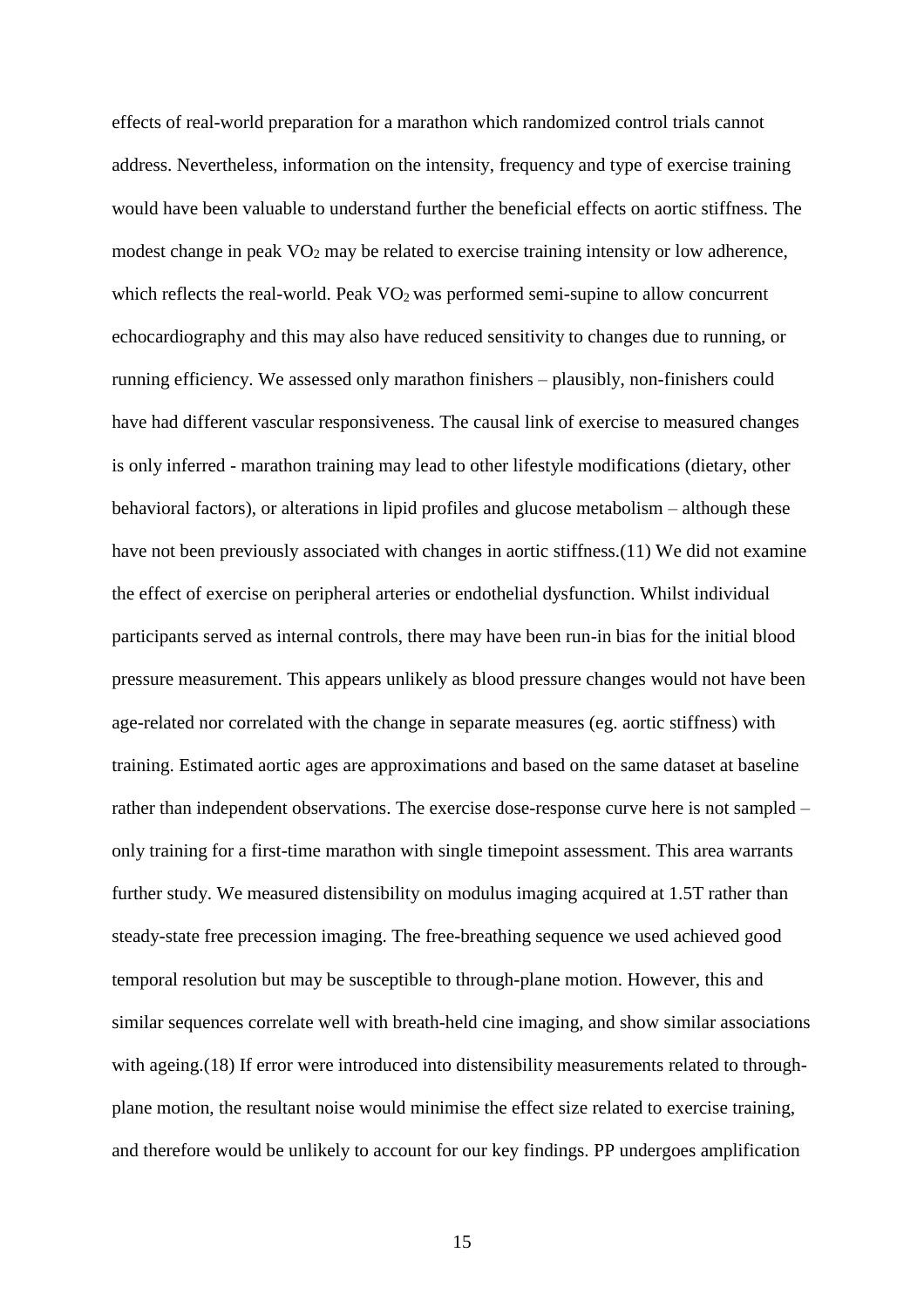effects of real-world preparation for a marathon which randomized control trials cannot address. Nevertheless, information on the intensity, frequency and type of exercise training would have been valuable to understand further the beneficial effects on aortic stiffness. The modest change in peak $VO_2$ may be related to exercise training intensity or low adherence, which reflects the real-world. Peak $VO_2$ was performed semi-supine to allow concurrent echocardiography and this may also have reduced sensitivity to changes due to running, or running efficiency. We assessed only marathon finishers – plausibly, non-finishers could have had different vascular responsiveness. The causal link of exercise to measured changes is only inferred - marathon training may lead to other lifestyle modifications (dietary, other behavioral factors), or alterations in lipid profiles and glucose metabolism – although these have not been previously associated with changes in aortic stiffness.(11) We did not examine the effect of exercise on peripheral arteries or endothelial dysfunction. Whilst individual participants served as internal controls, there may have been run-in bias for the initial blood pressure measurement. This appears unlikely as blood pressure changes would not have been age-related nor correlated with the change in separate measures (eg. aortic stiffness) with training. Estimated aortic ages are approximations and based on the same dataset at baseline rather than independent observations. The exercise dose-response curve here is not sampled – only training for a first-time marathon with single timepoint assessment. This area warrants further study. We measured distensibility on modulus imaging acquired at 1.5T rather than steady-state free precession imaging. The free-breathing sequence we used achieved good temporal resolution but may be susceptible to through-plane motion. However, this and similar sequences correlate well with breath-held cine imaging, and show similar associations with ageing.(18) If error were introduced into distensibility measurements related to through-plane motion, the resultant noise would minimise the effect size related to exercise training, and therefore would be unlikely to account for our key findings. PP undergoes amplification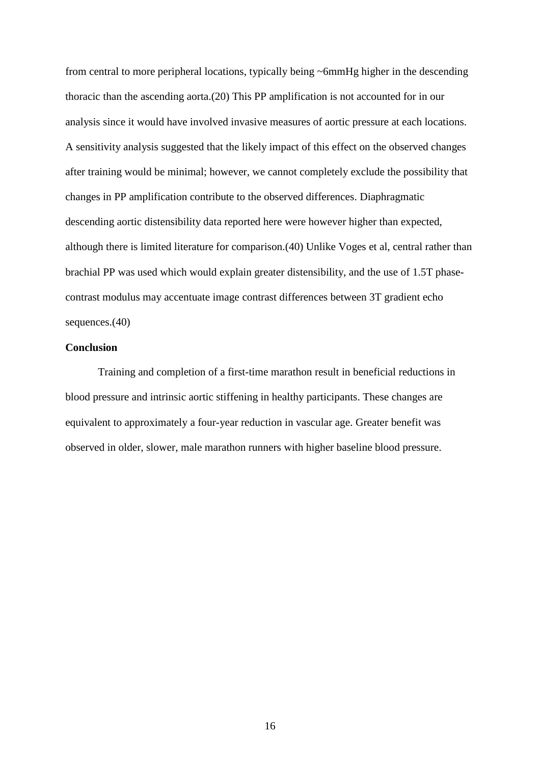from central to more peripheral locations, typically being ~6mmHg higher in the descending thoracic than the ascending aorta.(20) This PP amplification is not accounted for in our analysis since it would have involved invasive measures of aortic pressure at each locations. A sensitivity analysis suggested that the likely impact of this effect on the observed changes after training would be minimal; however, we cannot completely exclude the possibility that changes in PP amplification contribute to the observed differences. Diaphragmatic descending aortic distensibility data reported here were however higher than expected, although there is limited literature for comparison.(40) Unlike Voges et al, central rather than brachial PP was used which would explain greater distensibility, and the use of 1.5T phase-contrast modulus may accentuate image contrast differences between 3T gradient echo sequences.(40)

**Conclusion**

Training and completion of a first-time marathon result in beneficial reductions in blood pressure and intrinsic aortic stiffening in healthy participants. These changes are equivalent to approximately a four-year reduction in vascular age. Greater benefit was observed in older, slower, male marathon runners with higher baseline blood pressure.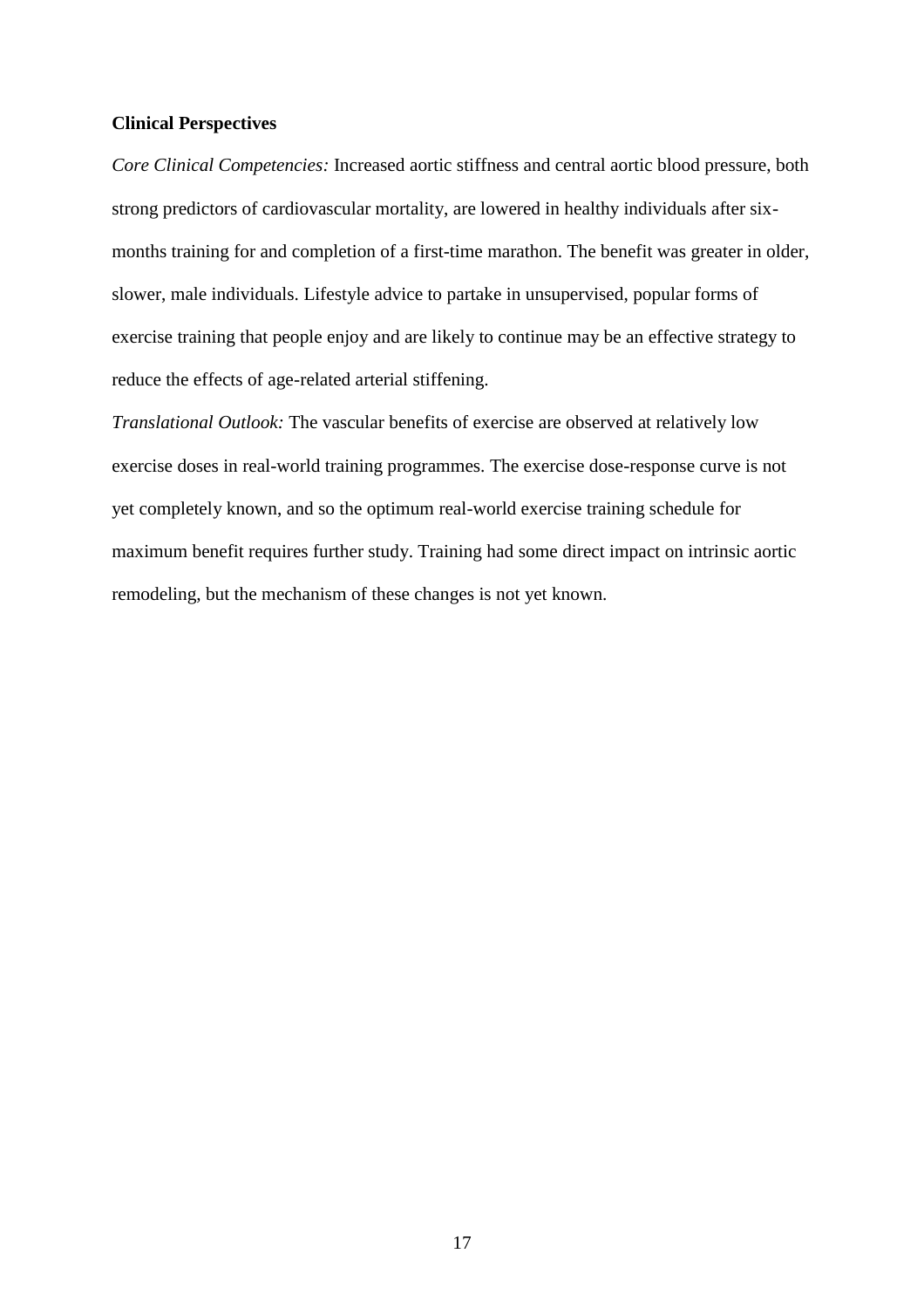**Clinical Perspectives**

*Core Clinical Competencies:* Increased aortic stiffness and central aortic blood pressure, both strong predictors of cardiovascular mortality, are lowered in healthy individuals after six-months training for and completion of a first-time marathon. The benefit was greater in older, slower, male individuals. Lifestyle advice to partake in unsupervised, popular forms of exercise training that people enjoy and are likely to continue may be an effective strategy to reduce the effects of age-related arterial stiffening.

*Translational Outlook:* The vascular benefits of exercise are observed at relatively low exercise doses in real-world training programmes. The exercise dose-response curve is not yet completely known, and so the optimum real-world exercise training schedule for maximum benefit requires further study. Training had some direct impact on intrinsic aortic remodeling, but the mechanism of these changes is not yet known.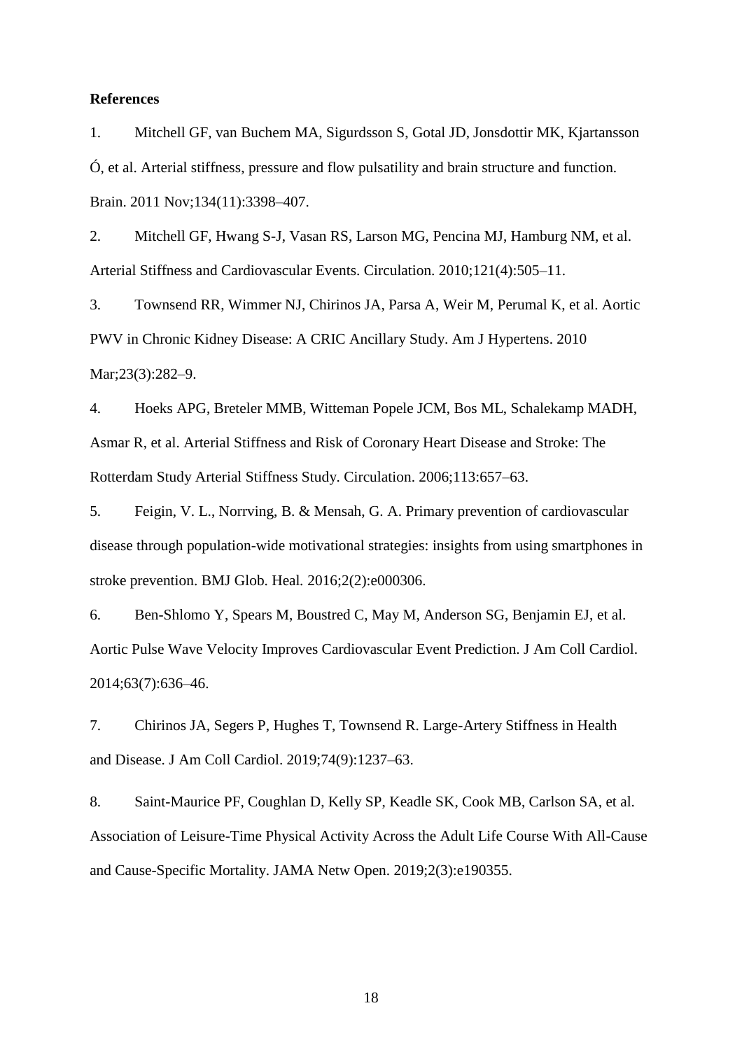**References**

1. Mitchell GF, van Buchem MA, Sigurdsson S, Gotal JD, Jonsdottir MK, Kjartansson Ó, et al. Arterial stiffness, pressure and flow pulsatility and brain structure and function. Brain. 2011 Nov;134(11):3398–407.

2. Mitchell GF, Hwang S-J, Vasan RS, Larson MG, Pencina MJ, Hamburg NM, et al. Arterial Stiffness and Cardiovascular Events. Circulation. 2010;121(4):505–11.

3. Townsend RR, Wimmer NJ, Chirinos JA, Parsa A, Weir M, Perumal K, et al. Aortic PWV in Chronic Kidney Disease: A CRIC Ancillary Study. Am J Hypertens. 2010 Mar;23(3):282–9.

4. Hoeks APG, Breteler MMB, Witteman Popele JCM, Bos ML, Schalekamp MADH, Asmar R, et al. Arterial Stiffness and Risk of Coronary Heart Disease and Stroke: The Rotterdam Study Arterial Stiffness Study. Circulation. 2006;113:657–63.

5. Feigin, V. L., Norrving, B. & Mensah, G. A. Primary prevention of cardiovascular disease through population-wide motivational strategies: insights from using smartphones in stroke prevention. BMJ Glob. Heal. 2016;2(2):e000306.

6. Ben-Shlomo Y, Spears M, Boustred C, May M, Anderson SG, Benjamin EJ, et al. Aortic Pulse Wave Velocity Improves Cardiovascular Event Prediction. J Am Coll Cardiol. 2014;63(7):636–46.

7. Chirinos JA, Segers P, Hughes T, Townsend R. Large-Artery Stiffness in Health and Disease. J Am Coll Cardiol. 2019;74(9):1237–63.

8. Saint-Maurice PF, Coughlan D, Kelly SP, Keadle SK, Cook MB, Carlson SA, et al. Association of Leisure-Time Physical Activity Across the Adult Life Course With All-Cause and Cause-Specific Mortality. JAMA Netw Open. 2019;2(3):e190355.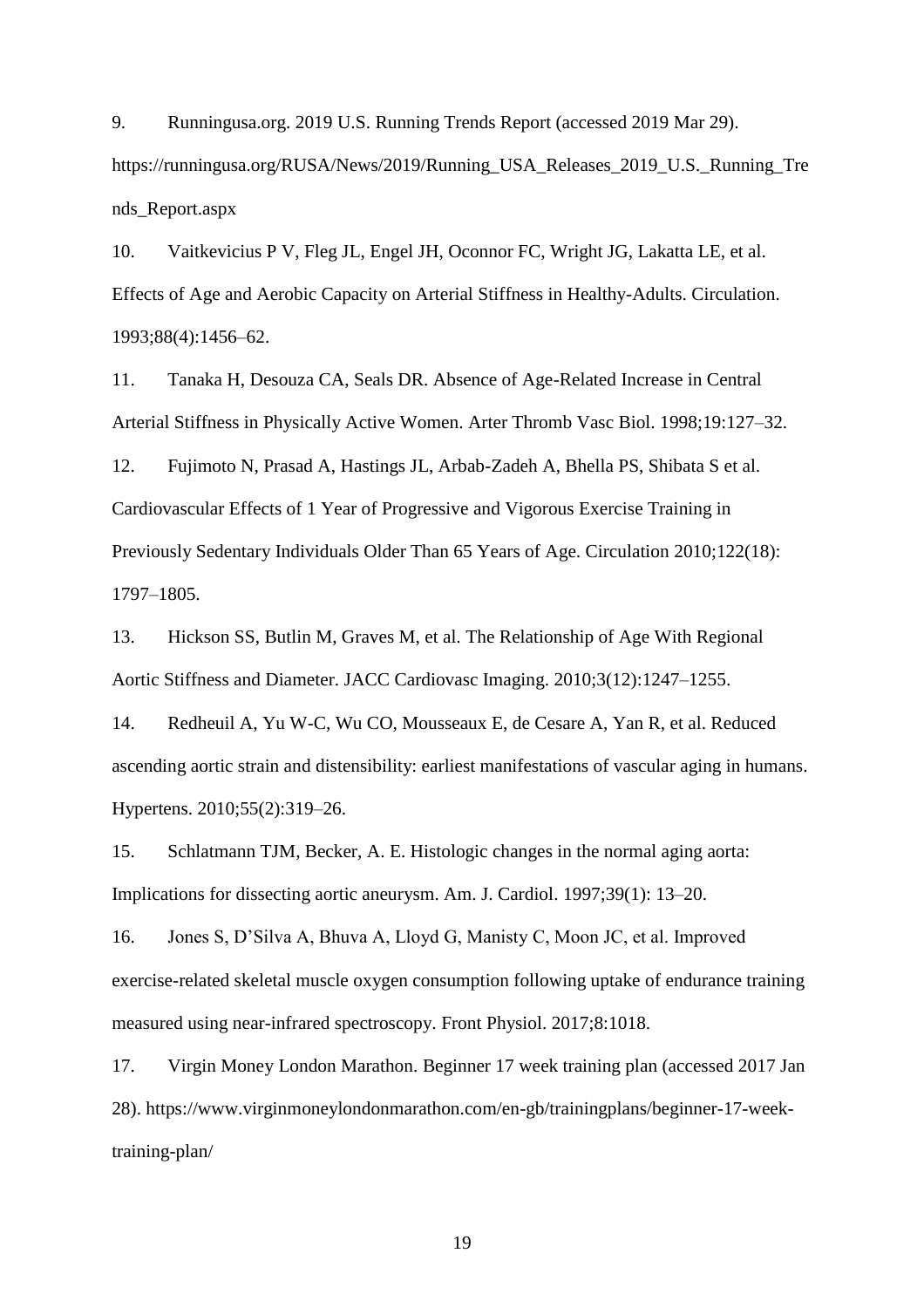9. Runningusa.org. 2019 U.S. Running Trends Report (accessed 2019 Mar 29). https://runningusa.org/RUSA/News/2019/Running_USA_Releases_2019_U.S._Running_Trends_Report.aspx

10. Vaitkevicius P V, Fleg JL, Engel JH, Oconnor FC, Wright JG, Lakatta LE, et al. Effects of Age and Aerobic Capacity on Arterial Stiffness in Healthy-Adults. Circulation. 1993;88(4):1456–62.

11. Tanaka H, Desouza CA, Seals DR. Absence of Age-Related Increase in Central Arterial Stiffness in Physically Active Women. Arter Thromb Vasc Biol. 1998;19:127–32.

12. Fujimoto N, Prasad A, Hastings JL, Arbab-Zadeh A, Bhella PS, Shibata S et al. Cardiovascular Effects of 1 Year of Progressive and Vigorous Exercise Training in Previously Sedentary Individuals Older Than 65 Years of Age. Circulation 2010;122(18): 1797–1805.

13. Hickson SS, Butlin M, Graves M, et al. The Relationship of Age With Regional Aortic Stiffness and Diameter. JACC Cardiovasc Imaging. 2010;3(12):1247–1255.

14. Redheuil A, Yu W-C, Wu CO, Mousseaux E, de Cesare A, Yan R, et al. Reduced ascending aortic strain and distensibility: earliest manifestations of vascular aging in humans. Hypertens. 2010;55(2):319–26.

15. Schlatmann TJM, Becker, A. E. Histologic changes in the normal aging aorta: Implications for dissecting aortic aneurysm. Am. J. Cardiol. 1997;39(1): 13–20.

16. Jones S, D'Silva A, Bhuva A, Lloyd G, Manisty C, Moon JC, et al. Improved exercise-related skeletal muscle oxygen consumption following uptake of endurance training measured using near-infrared spectroscopy. Front Physiol. 2017;8:1018.

17. Virgin Money London Marathon. Beginner 17 week training plan (accessed 2017 Jan 28). https://www.virginmoneylondonmarathon.com/en-gb/trainingplans/beginner-17-week-training-plan/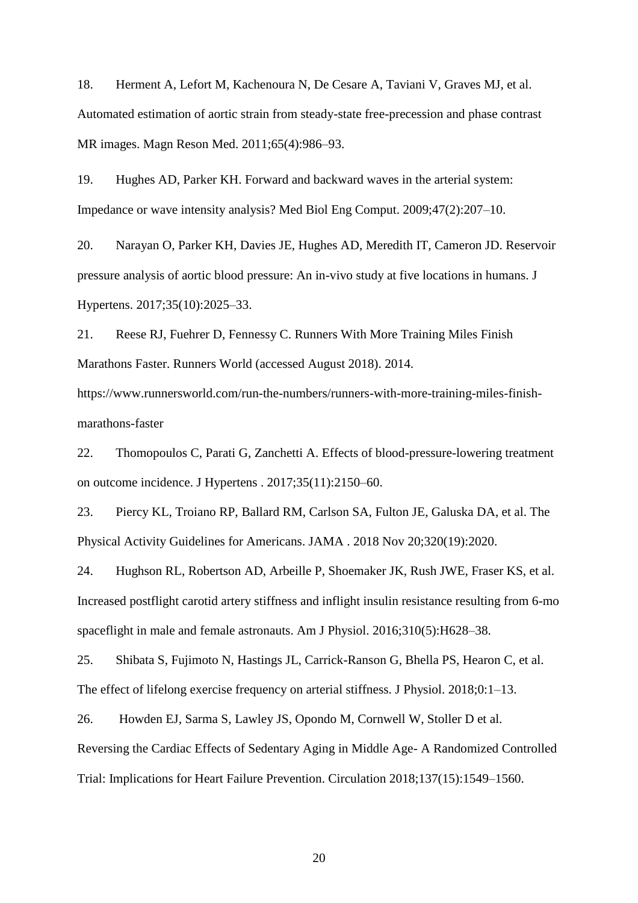18. Herment A, Lefort M, Kachenoura N, De Cesare A, Taviani V, Graves MJ, et al. Automated estimation of aortic strain from steady-state free-precession and phase contrast MR images. Magn Reson Med. 2011;65(4):986–93.

19. Hughes AD, Parker KH. Forward and backward waves in the arterial system: Impedance or wave intensity analysis? Med Biol Eng Comput. 2009;47(2):207–10.

20. Narayan O, Parker KH, Davies JE, Hughes AD, Meredith IT, Cameron JD. Reservoir pressure analysis of aortic blood pressure: An in-vivo study at five locations in humans. J Hypertens. 2017;35(10):2025–33.

21. Reese RJ, Fuehrer D, Fennessy C. Runners With More Training Miles Finish Marathons Faster. Runners World (accessed August 2018). 2014. https://www.runnersworld.com/run-the-numbers/runners-with-more-training-miles-finish-marathons-faster

22. Thomopoulos C, Parati G, Zanchetti A. Effects of blood-pressure-lowering treatment on outcome incidence. J Hypertens . 2017;35(11):2150–60.

23. Piercy KL, Troiano RP, Ballard RM, Carlson SA, Fulton JE, Galuska DA, et al. The Physical Activity Guidelines for Americans. JAMA . 2018 Nov 20;320(19):2020.

24. Hughson RL, Robertson AD, Arbeille P, Shoemaker JK, Rush JWE, Fraser KS, et al. Increased postflight carotid artery stiffness and inflight insulin resistance resulting from 6-mo spaceflight in male and female astronauts. Am J Physiol. 2016;310(5):H628–38.

25. Shibata S, Fujimoto N, Hastings JL, Carrick-Ranson G, Bhella PS, Hearon C, et al. The effect of lifelong exercise frequency on arterial stiffness. J Physiol. 2018;0:1–13.

26. Howden EJ, Sarma S, Lawley JS, Opondo M, Cornwell W, Stoller D et al. Reversing the Cardiac Effects of Sedentary Aging in Middle Age- A Randomized Controlled Trial: Implications for Heart Failure Prevention. Circulation 2018;137(15):1549–1560.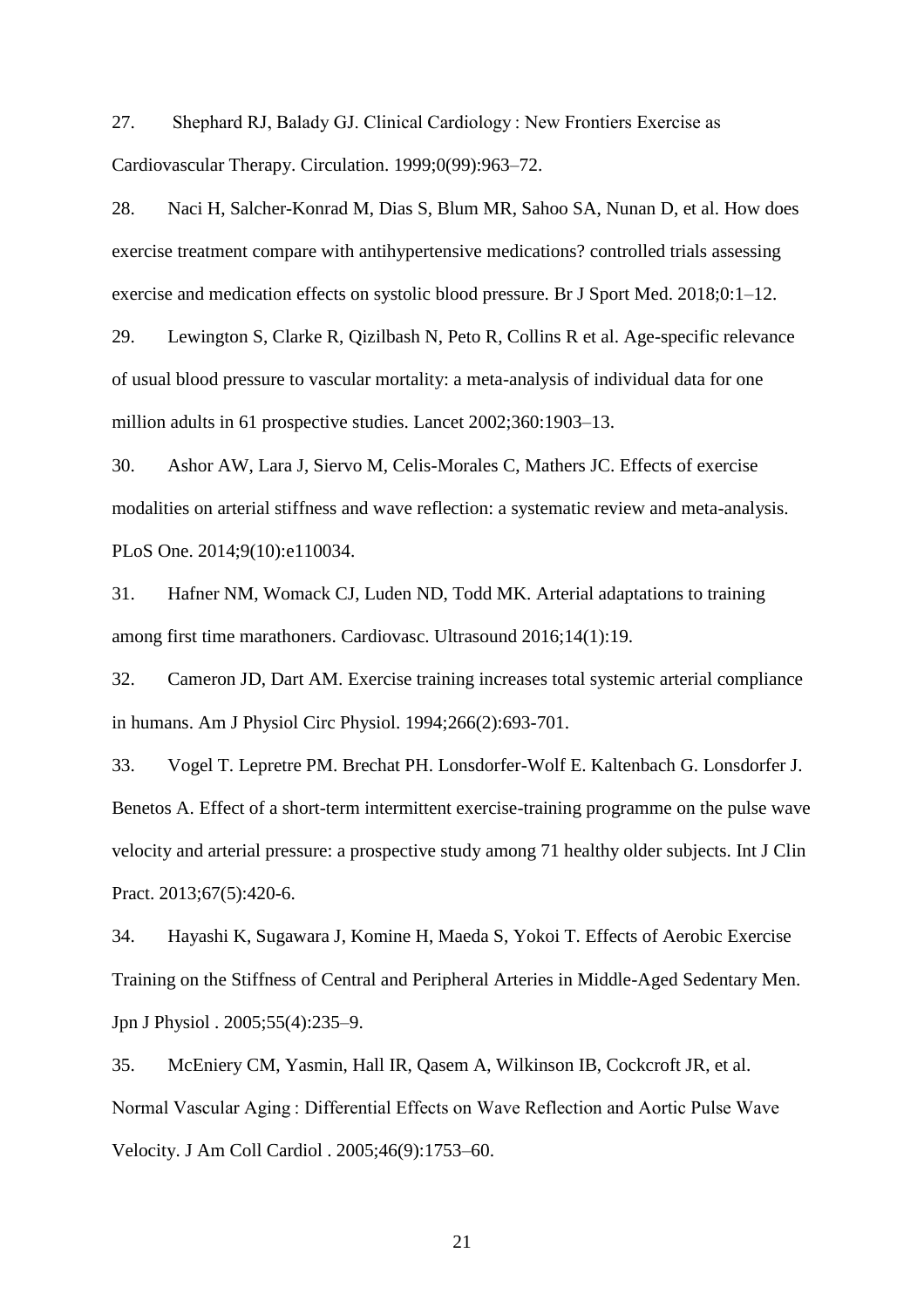27. Shephard RJ, Balady GJ. Clinical Cardiology : New Frontiers Exercise as Cardiovascular Therapy. Circulation. 1999;0(99):963–72.

28. Naci H, Salcher-Konrad M, Dias S, Blum MR, Sahoo SA, Nunan D, et al. How does exercise treatment compare with antihypertensive medications? controlled trials assessing exercise and medication effects on systolic blood pressure. Br J Sport Med. 2018;0:1–12.

29. Lewington S, Clarke R, Qizilbash N, Peto R, Collins R et al. Age-specific relevance of usual blood pressure to vascular mortality: a meta-analysis of individual data for one million adults in 61 prospective studies. Lancet 2002;360:1903–13.

30. Ashor AW, Lara J, Siervo M, Celis-Morales C, Mathers JC. Effects of exercise modalities on arterial stiffness and wave reflection: a systematic review and meta-analysis. PLoS One. 2014;9(10):e110034.

31. Hafner NM, Womack CJ, Luden ND, Todd MK. Arterial adaptations to training among first time marathoners. Cardiovasc. Ultrasound 2016;14(1):19.

32. Cameron JD, Dart AM. Exercise training increases total systemic arterial compliance in humans. Am J Physiol Circ Physiol. 1994;266(2):693-701.

33. Vogel T. Lepretre PM. Brechat PH. Lonsdorfer-Wolf E. Kaltenbach G. Lonsdorfer J. Benetos A. Effect of a short-term intermittent exercise-training programme on the pulse wave velocity and arterial pressure: a prospective study among 71 healthy older subjects. Int J Clin Pract. 2013;67(5):420-6.

34. Hayashi K, Sugawara J, Komine H, Maeda S, Yokoi T. Effects of Aerobic Exercise Training on the Stiffness of Central and Peripheral Arteries in Middle-Aged Sedentary Men. Jpn J Physiol . 2005;55(4):235–9.

35. McEniery CM, Yasmin, Hall IR, Qasem A, Wilkinson IB, Cockcroft JR, et al. Normal Vascular Aging : Differential Effects on Wave Reflection and Aortic Pulse Wave Velocity. J Am Coll Cardiol . 2005;46(9):1753–60.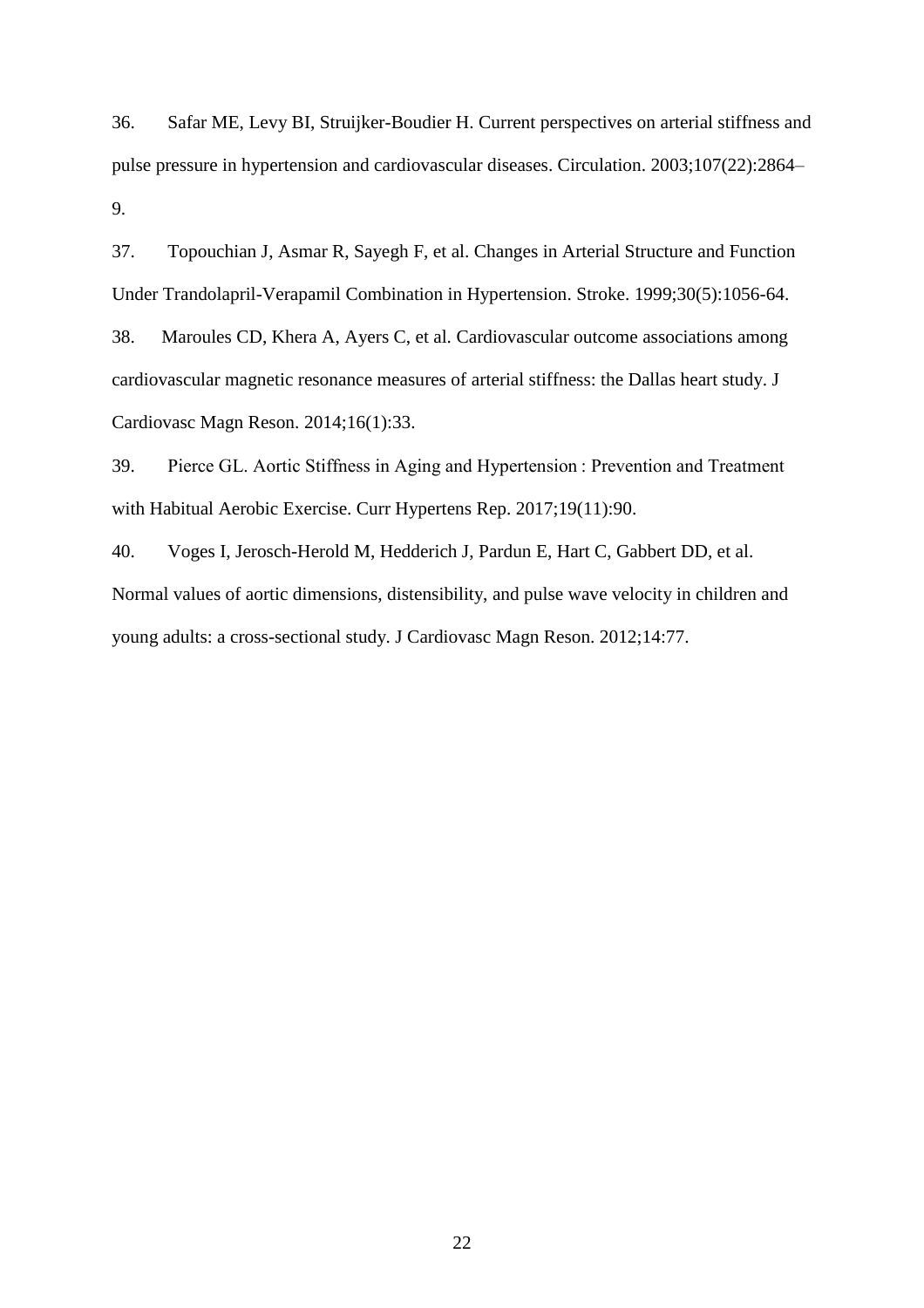36. Safar ME, Levy BI, Struijker-Boudier H. Current perspectives on arterial stiffness and pulse pressure in hypertension and cardiovascular diseases. Circulation. 2003;107(22):2864–9.

37. Topouchian J, Asmar R, Sayegh F, et al. Changes in Arterial Structure and Function Under Trandolapril-Verapamil Combination in Hypertension. Stroke. 1999;30(5):1056-64.

38. Maroules CD, Khera A, Ayers C, et al. Cardiovascular outcome associations among cardiovascular magnetic resonance measures of arterial stiffness: the Dallas heart study. J Cardiovasc Magn Reson. 2014;16(1):33.

39. Pierce GL. Aortic Stiffness in Aging and Hypertension : Prevention and Treatment with Habitual Aerobic Exercise. Curr Hypertens Rep. 2017;19(11):90.

40. Voges I, Jerosch-Herold M, Hedderich J, Pardun E, Hart C, Gabbert DD, et al. Normal values of aortic dimensions, distensibility, and pulse wave velocity in children and young adults: a cross-sectional study. J Cardiovasc Magn Reson. 2012;14:77.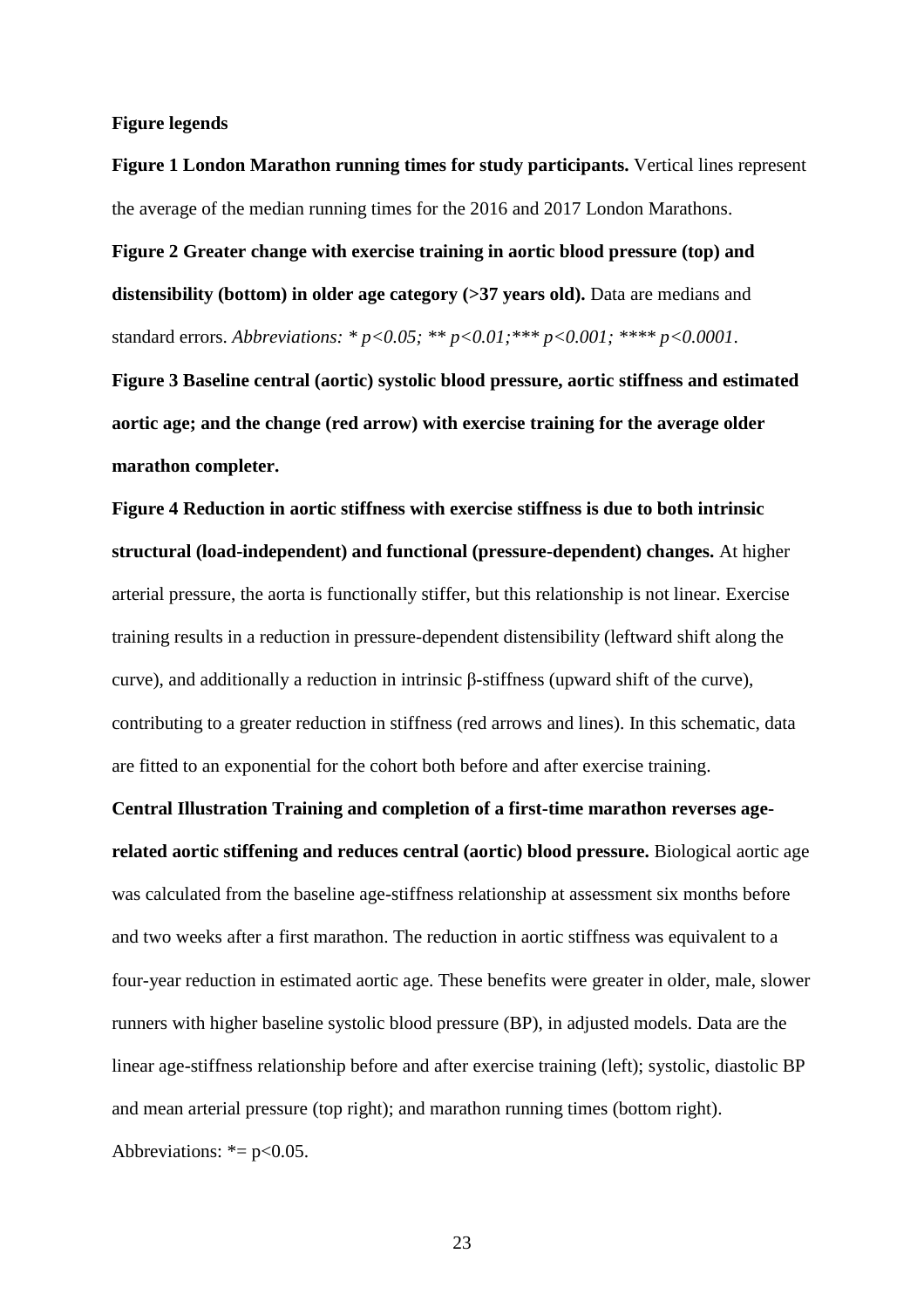**Figure legends**

**Figure 1 London Marathon running times for study participants.** Vertical lines represent the average of the median running times for the 2016 and 2017 London Marathons.

**Figure 2 Greater change with exercise training in aortic blood pressure (top) and distensibility (bottom) in older age category (>37 years old).** Data are medians and standard errors. *Abbreviations: * $p<0.05$; ** $p<0.01$;*** $p<0.001$; **** $p<0.0001$.*

**Figure 3 Baseline central (aortic) systolic blood pressure, aortic stiffness and estimated aortic age; and the change (red arrow) with exercise training for the average older marathon completer.**

**Figure 4 Reduction in aortic stiffness with exercise stiffness is due to both intrinsic structural (load-independent) and functional (pressure-dependent) changes.** At higher arterial pressure, the aorta is functionally stiffer, but this relationship is not linear. Exercise training results in a reduction in pressure-dependent distensibility (leftward shift along the curve), and additionally a reduction in intrinsic β-stiffness (upward shift of the curve), contributing to a greater reduction in stiffness (red arrows and lines). In this schematic, data are fitted to an exponential for the cohort both before and after exercise training.

**Central Illustration Training and completion of a first-time marathon reverses age-related aortic stiffening and reduces central (aortic) blood pressure.** Biological aortic age was calculated from the baseline age-stiffness relationship at assessment six months before and two weeks after a first marathon. The reduction in aortic stiffness was equivalent to a four-year reduction in estimated aortic age. These benefits were greater in older, male, slower runners with higher baseline systolic blood pressure (BP), in adjusted models. Data are the linear age-stiffness relationship before and after exercise training (left); systolic, diastolic BP and mean arterial pressure (top right); and marathon running times (bottom right). Abbreviations: *= $p<0.05$.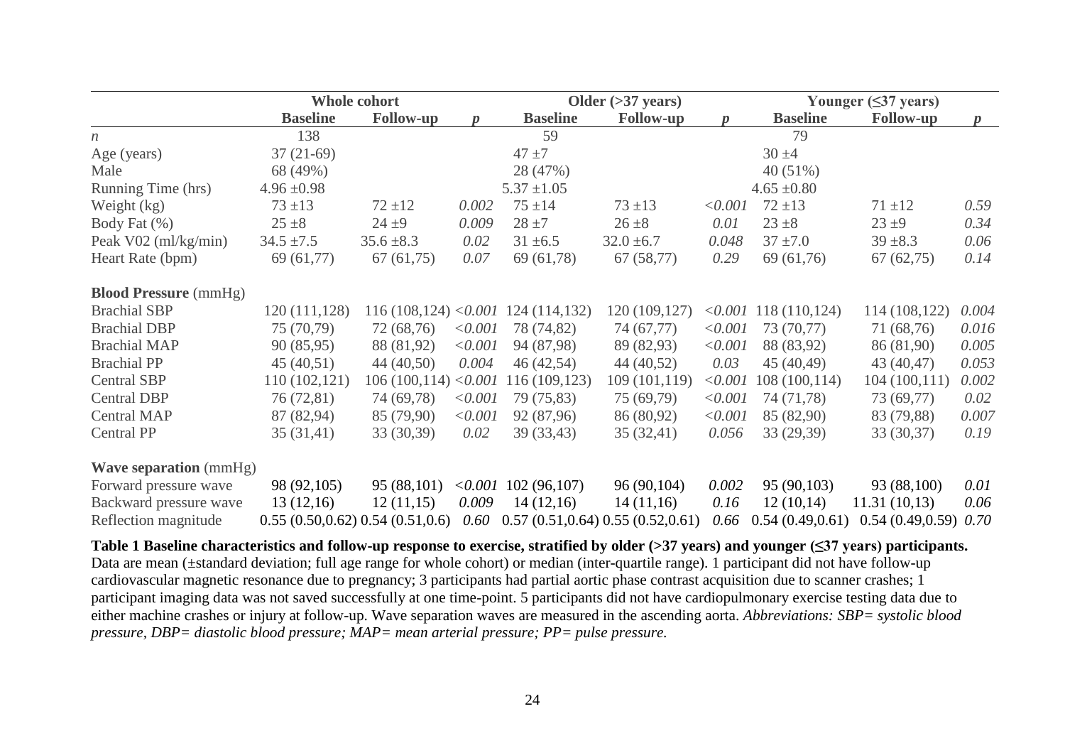| | Whole cohort | | | Older (>37 years) | | | Younger (≤37 years) | | |
|---|---|---|---|---|---|---|---|---|---|
| | **Baseline** | **Follow-up** | ***p*** | **Baseline** | **Follow-up** | ***p*** | **Baseline** | **Follow-up** | ***p*** |
| *n* | 138 | | | 59 | | | 79 | | |
| Age (years) | 37 (21-69) | | | 47 ±7 | | | 30 ±4 | | |
| Male | 68 (49%) | | | 28 (47%) | | | 40 (51%) | | |
| Running Time (hrs) | 4.96 ±0.98 | | | 5.37 ±1.05 | | | 4.65 ±0.80 | | |
| Weight (kg) | 73 ±13 | 72 ±12 | *0.002* | 75 ±14 | 73 ±13 | *<0.001* | 72 ±13 | 71 ±12 | *0.59* |
| Body Fat (%) | 25 ±8 | 24 ±9 | *0.009* | 28 ±7 | 26 ±8 | *0.01* | 23 ±8 | 23 ±9 | *0.34* |
| Peak V02 (ml/kg/min) | 34.5 ±7.5 | 35.6 ±8.3 | *0.02* | 31 ±6.5 | 32.0 ±6.7 | *0.048* | 37 ±7.0 | 39 ±8.3 | *0.06* |
| Heart Rate (bpm) | 69 (61,77) | 67 (61,75) | *0.07* | 69 (61,78) | 67 (58,77) | *0.29* | 69 (61,76) | 67 (62,75) | *0.14* |
| **Blood Pressure** (mmHg) | | | | | | | | | |
| Brachial SBP | 120 (111,128) | 116 (108,124) | *<0.001* | 124 (114,132) | 120 (109,127) | *<0.001* | 118 (110,124) | 114 (108,122) | *0.004* |
| Brachial DBP | 75 (70,79) | 72 (68,76) | *<0.001* | 78 (74,82) | 74 (67,77) | *<0.001* | 73 (70,77) | 71 (68,76) | *0.016* |
| Brachial MAP | 90 (85,95) | 88 (81,92) | *<0.001* | 94 (87,98) | 89 (82,93) | *<0.001* | 88 (83,92) | 86 (81,90) | *0.005* |
| Brachial PP | 45 (40,51) | 44 (40,50) | *0.004* | 46 (42,54) | 44 (40,52) | *0.03* | 45 (40,49) | 43 (40,47) | *0.053* |
| Central SBP | 110 (102,121) | 106 (100,114) | *<0.001* | 116 (109,123) | 109 (101,119) | *<0.001* | 108 (100,114) | 104 (100,111) | *0.002* |
| Central DBP | 76 (72,81) | 74 (69,78) | *<0.001* | 79 (75,83) | 75 (69,79) | *<0.001* | 74 (71,78) | 73 (69,77) | *0.02* |
| Central MAP | 87 (82,94) | 85 (79,90) | *<0.001* | 92 (87,96) | 86 (80,92) | *<0.001* | 85 (82,90) | 83 (79,88) | *0.007* |
| Central PP | 35 (31,41) | 33 (30,39) | *0.02* | 39 (33,43) | 35 (32,41) | *0.056* | 33 (29,39) | 33 (30,37) | *0.19* |
| **Wave separation** (mmHg) | | | | | | | | | |
| Forward pressure wave | 98 (92,105) | 95 (88,101) | *<0.001* | 102 (96,107) | 96 (90,104) | *0.002* | 95 (90,103) | 93 (88,100) | *0.01* |
| Backward pressure wave | 13 (12,16) | 12 (11,15) | *0.009* | 14 (12,16) | 14 (11,16) | *0.16* | 12 (10,14) | 11.31 (10,13) | *0.06* |
| Reflection magnitude | 0.55 (0.50,0.62) | 0.54 (0.51,0.6) | *0.60* | 0.57 (0.51,0.64) | 0.55 (0.52,0.61) | *0.66* | 0.54 (0.49,0.61) | 0.54 (0.49,0.59) | *0.70* |

**Table 1 Baseline characteristics and follow-up response to exercise, stratified by older (>37 years) and younger (≤37 years) participants.** Data are mean (±standard deviation; full age range for whole cohort) or median (inter-quartile range). 1 participant did not have follow-up cardiovascular magnetic resonance due to pregnancy; 3 participants had partial aortic phase contrast acquisition due to scanner crashes; 1 participant imaging data was not saved successfully at one time-point. 5 participants did not have cardiopulmonary exercise testing data due to either machine crashes or injury at follow-up. Wave separation waves are measured in the ascending aorta. *Abbreviations: SBP= systolic blood pressure, DBP= diastolic blood pressure; MAP= mean arterial pressure; PP= pulse pressure.*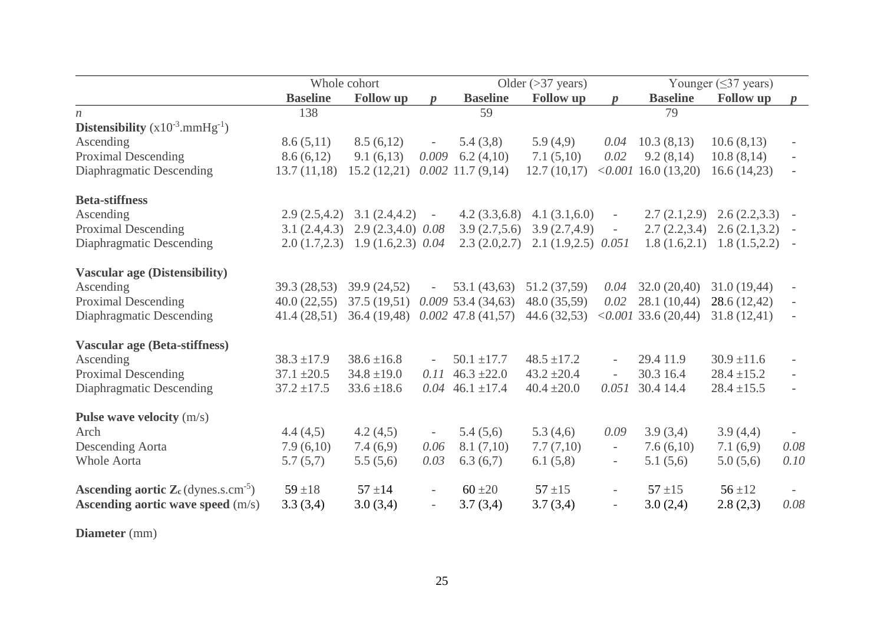| | Whole cohort | | | Older (>37 years) | | | Younger (≤37 years) | | |
|---|---|---|---|---|---|---|---|---|---|
| | **Baseline** | **Follow up** | ***p*** | **Baseline** | **Follow up** | ***p*** | **Baseline** | **Follow up** | ***p*** |
| *n* | 138 | | | 59 | | | 79 | | |
| **Distensibility** ($x10^{-3}.mmHg^{-1}$) | | | | | | | | | |
| Ascending | 8.6 (5,11) | 8.5 (6,12) | - | 5.4 (3,8) | 5.9 (4,9) | *0.04* | 10.3 (8,13) | 10.6 (8,13) | - |
| Proximal Descending | 8.6 (6,12) | 9.1 (6,13) | *0.009* | 6.2 (4,10) | 7.1 (5,10) | *0.02* | 9.2 (8,14) | 10.8 (8,14) | - |
| Diaphragmatic Descending | 13.7 (11,18) | 15.2 (12,21) | *0.002* | 11.7 (9,14) | 12.7 (10,17) | *<0.001* | 16.0 (13,20) | 16.6 (14,23) | - |
| **Beta-stiffness** | | | | | | | | | |
| Ascending | 2.9 (2.5,4.2) | 3.1 (2.4,4.2) | - | 4.2 (3.3,6.8) | 4.1 (3.1,6.0) | - | 2.7 (2.1,2.9) | 2.6 (2.2,3.3) | - |
| Proximal Descending | 3.1 (2.4,4.3) | 2.9 (2.3,4.0) | *0.08* | 3.9 (2.7,5.6) | 3.9 (2.7,4.9) | - | 2.7 (2.2,3.4) | 2.6 (2.1,3.2) | - |
| Diaphragmatic Descending | 2.0 (1.7,2.3) | 1.9 (1.6,2.3) | *0.04* | 2.3 (2.0,2.7) | 2.1 (1.9,2.5) | *0.051* | 1.8 (1.6,2.1) | 1.8 (1.5,2.2) | - |
| **Vascular age (Distensibility)** | | | | | | | | | |
| Ascending | 39.3 (28,53) | 39.9 (24,52) | - | 53.1 (43,63) | 51.2 (37,59) | *0.04* | 32.0 (20,40) | 31.0 (19,44) | - |
| Proximal Descending | 40.0 (22,55) | 37.5 (19,51) | *0.009* | 53.4 (34,63) | 48.0 (35,59) | *0.02* | 28.1 (10,44) | 28.6 (12,42) | - |
| Diaphragmatic Descending | 41.4 (28,51) | 36.4 (19,48) | *0.002* | 47.8 (41,57) | 44.6 (32,53) | *<0.001* | 33.6 (20,44) | 31.8 (12,41) | - |
| **Vascular age (Beta-stiffness)** | | | | | | | | | |
| Ascending | 38.3 ±17.9 | 38.6 ±16.8 | - | 50.1 ±17.7 | 48.5 ±17.2 | - | 29.4 11.9 | 30.9 ±11.6 | - |
| Proximal Descending | 37.1 ±20.5 | 34.8 ±19.0 | *0.11* | 46.3 ±22.0 | 43.2 ±20.4 | - | 30.3 16.4 | 28.4 ±15.2 | - |
| Diaphragmatic Descending | 37.2 ±17.5 | 33.6 ±18.6 | *0.04* | 46.1 ±17.4 | 40.4 ±20.0 | *0.051* | 30.4 14.4 | 28.4 ±15.5 | - |
| **Pulse wave velocity** (m/s) | | | | | | | | | |
| Arch | 4.4 (4,5) | 4.2 (4,5) | - | 5.4 (5,6) | 5.3 (4,6) | *0.09* | 3.9 (3,4) | 3.9 (4,4) | - |
| Descending Aorta | 7.9 (6,10) | 7.4 (6,9) | *0.06* | 8.1 (7,10) | 7.7 (7,10) | - | 7.6 (6,10) | 7.1 (6,9) | *0.08* |
| Whole Aorta | 5.7 (5,7) | 5.5 (5,6) | *0.03* | 6.3 (6,7) | 6.1 (5,8) | - | 5.1 (5,6) | 5.0 (5,6) | *0.10* |
| **Ascending aortic $Z_c$** ($dynes.s.cm^{-5}$) | 59 ±18 | 57 ±14 | - | 60 ±20 | 57 ±15 | - | 57 ±15 | 56 ±12 | - |
| **Ascending aortic wave speed** (m/s) | 3.3 (3,4) | 3.0 (3,4) | - | 3.7 (3,4) | 3.7 (3,4) | - | 3.0 (2,4) | 2.8 (2,3) | *0.08* |
| **Diameter** (mm) | | | | | | | | | |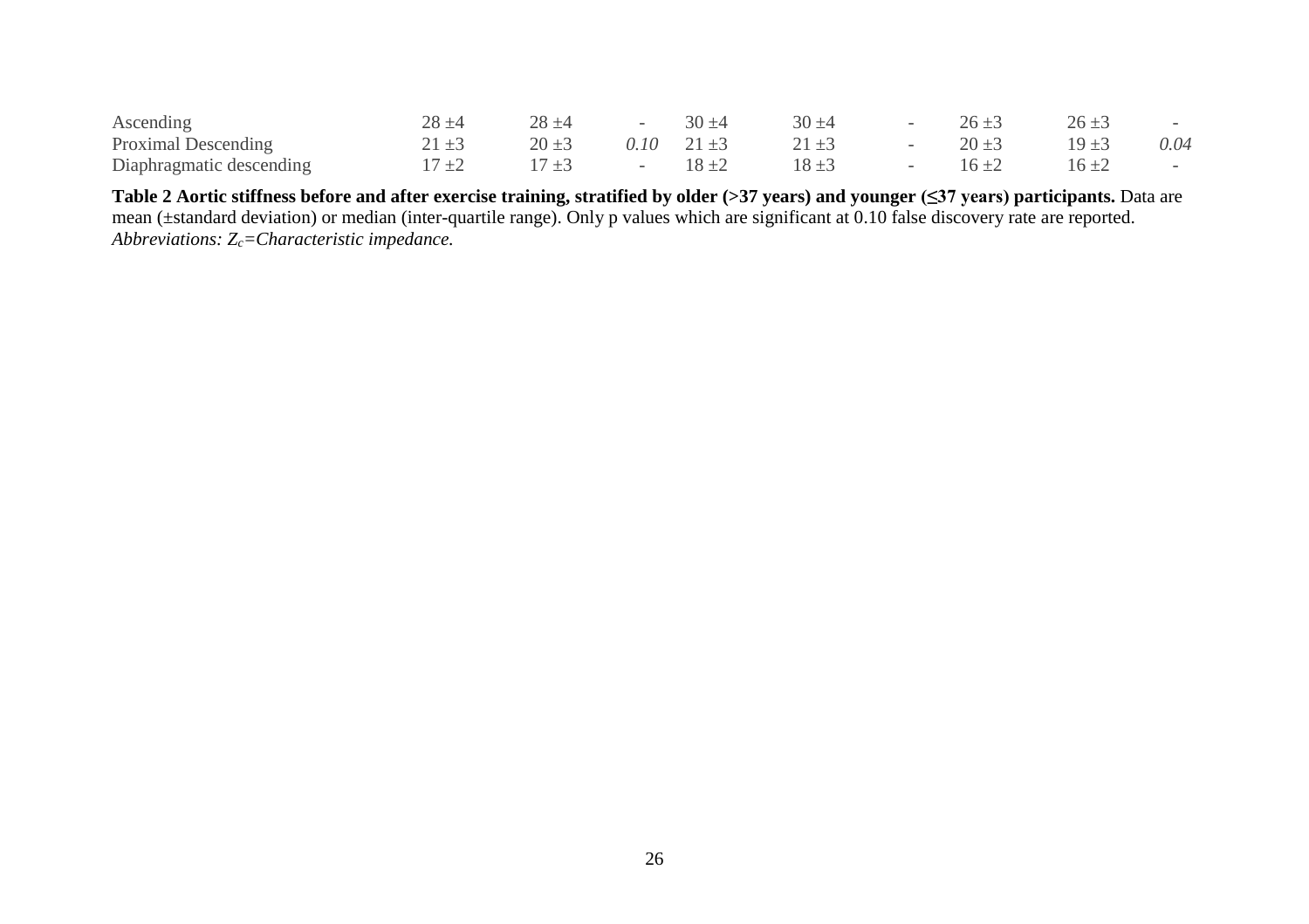| | | | | | | | | | |
|---|---|---|---|---|---|---|---|---|---|
| Ascending | 28 ±4 | 28 ±4 | - | 30 ±4 | 30 ±4 | - | 26 ±3 | 26 ±3 | - |
| Proximal Descending | 21 ±3 | 20 ±3 | *0.10* | 21 ±3 | 21 ±3 | - | 20 ±3 | 19 ±3 | *0.04* |
| Diaphragmatic descending | 17 ±2 | 17 ±3 | - | 18 ±2 | 18 ±3 | - | 16 ±2 | 16 ±2 | - |

**Table 2 Aortic stiffness before and after exercise training, stratified by older (>37 years) and younger (≤37 years) participants.** Data are mean (±standard deviation) or median (inter-quartile range). Only p values which are significant at 0.10 false discovery rate are reported.
*Abbreviations:* $Z_c$*=Characteristic impedance.*